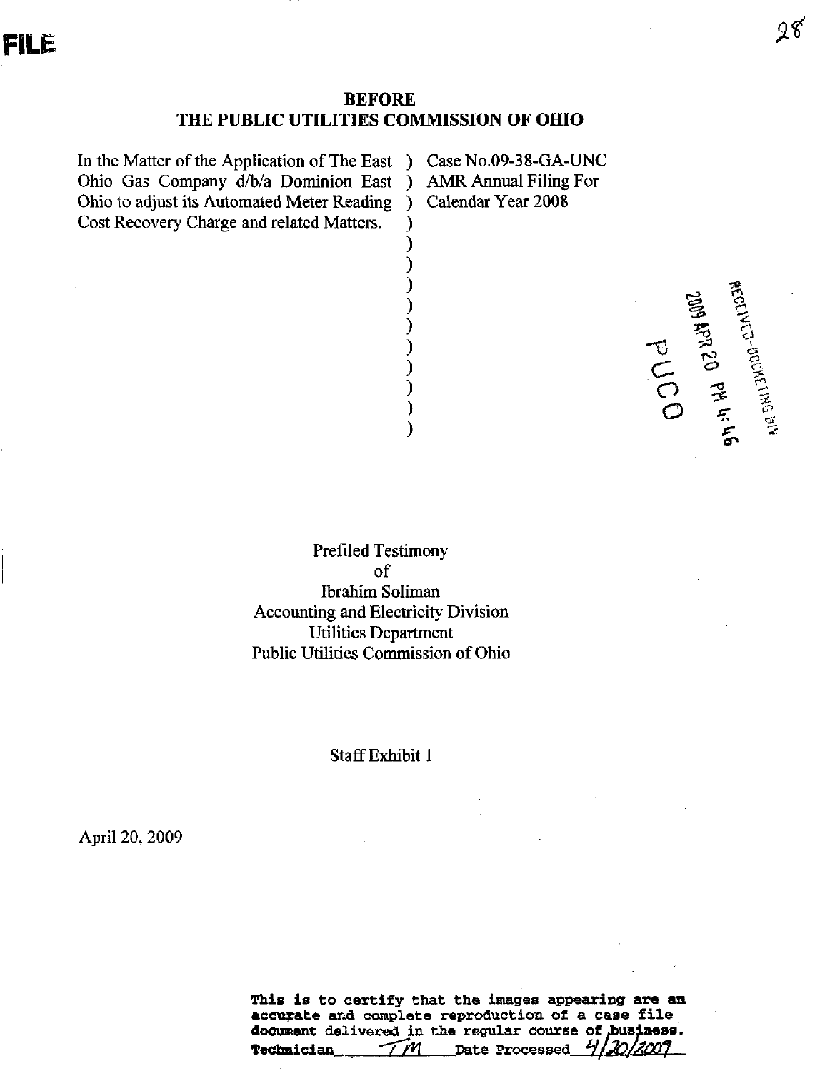FILE

## BEFORE
## THE PUBLIC UTILITIES COMMISSION OF OHIO

| | | |
|---|---|---|
| In the Matter of the Application of The East Ohio Gas Company d/b/a Dominion East Ohio to adjust its Automated Meter Reading Cost Recovery Charge and related Matters. | ) | Case No.09-38-GA-UNC AMR Annual Filing For Calendar Year 2008 |

RECEIVED-DOCKETING DIV
2009 APR 20 PM 4:46
PUCO

Prefiled Testimony
of
Ibrahim Soliman
Accounting and Electricity Division
Utilities Department
Public Utilities Commission of Ohio

Staff Exhibit 1

April 20, 2009

This is to certify that the images appearing are an accurate and complete reproduction of a case file document delivered in the regular course of business.
Technician TM Date Processed 4/20/2009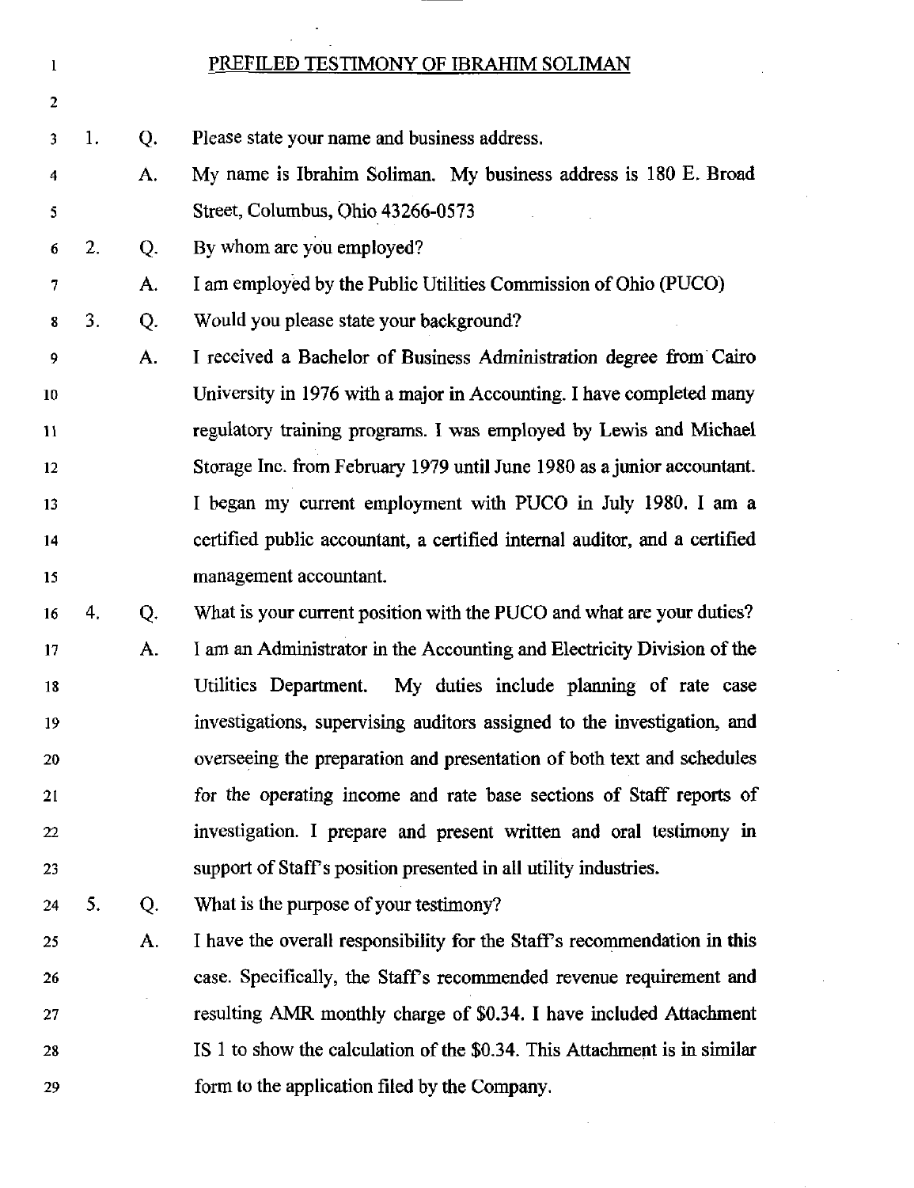# PREFILED TESTIMONY OF IBRAHIM SOLIMAN

1. Q. Please state your name and business address.

   A. My name is Ibrahim Soliman. My business address is 180 E. Broad Street, Columbus, Ohio 43266-0573

2. Q. By whom are you employed?

   A. I am employed by the Public Utilities Commission of Ohio (PUCO)

3. Q. Would you please state your background?

   A. I received a Bachelor of Business Administration degree from Cairo University in 1976 with a major in Accounting. I have completed many regulatory training programs. I was employed by Lewis and Michael Storage Inc. from February 1979 until June 1980 as a junior accountant. I began my current employment with PUCO in July 1980. I am a certified public accountant, a certified internal auditor, and a certified management accountant.

4. Q. What is your current position with the PUCO and what are your duties?

   A. I am an Administrator in the Accounting and Electricity Division of the Utilities Department. My duties include planning of rate case investigations, supervising auditors assigned to the investigation, and overseeing the preparation and presentation of both text and schedules for the operating income and rate base sections of Staff reports of investigation. I prepare and present written and oral testimony in support of Staff's position presented in all utility industries.

5. Q. What is the purpose of your testimony?

   A. I have the overall responsibility for the Staff's recommendation in this case. Specifically, the Staff's recommended revenue requirement and resulting AMR monthly charge of $0.34. I have included Attachment IS 1 to show the calculation of the $0.34. This Attachment is in similar form to the application filed by the Company.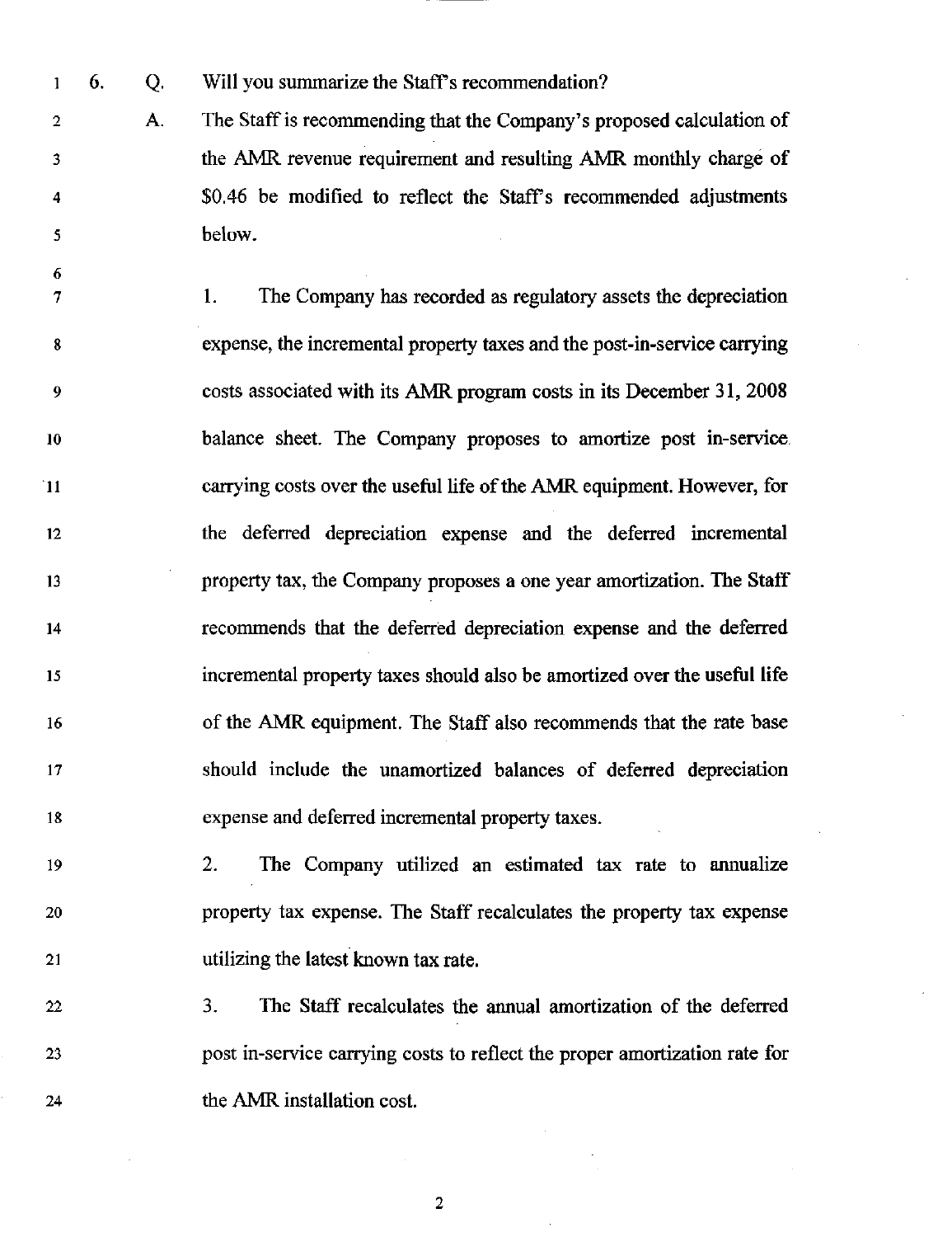6. Q. Will you summarize the Staff's recommendation?

A. The Staff is recommending that the Company's proposed calculation of the AMR revenue requirement and resulting AMR monthly charge of $0.46 be modified to reflect the Staff's recommended adjustments below.

1. The Company has recorded as regulatory assets the depreciation expense, the incremental property taxes and the post-in-service carrying costs associated with its AMR program costs in its December 31, 2008 balance sheet. The Company proposes to amortize post in-service carrying costs over the useful life of the AMR equipment. However, for the deferred depreciation expense and the deferred incremental property tax, the Company proposes a one year amortization. The Staff recommends that the deferred depreciation expense and the deferred incremental property taxes should also be amortized over the useful life of the AMR equipment. The Staff also recommends that the rate base should include the unamortized balances of deferred depreciation expense and deferred incremental property taxes.

2. The Company utilized an estimated tax rate to annualize property tax expense. The Staff recalculates the property tax expense utilizing the latest known tax rate.

3. The Staff recalculates the annual amortization of the deferred post in-service carrying costs to reflect the proper amortization rate for the AMR installation cost.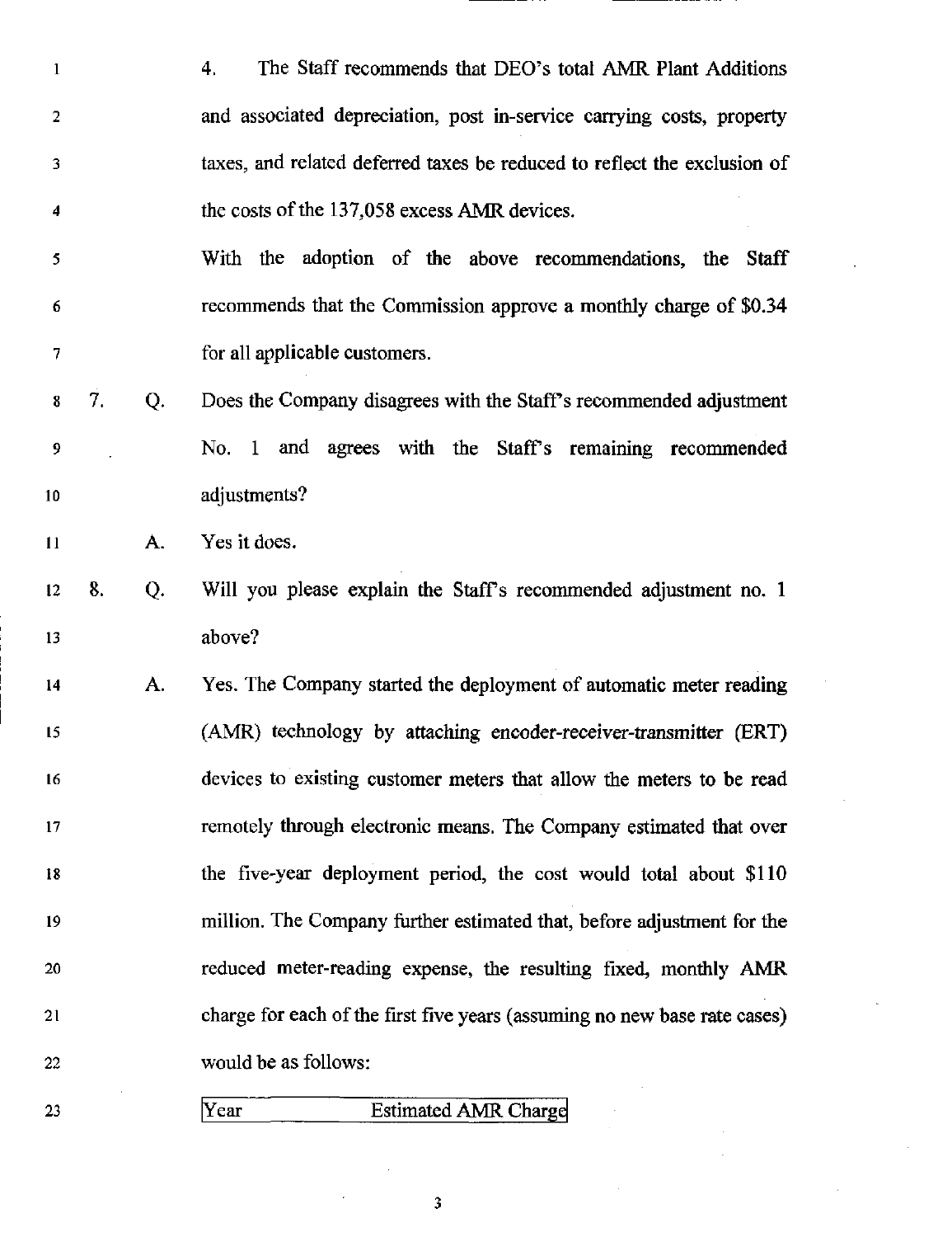4. The Staff recommends that DEO's total AMR Plant Additions and associated depreciation, post in-service carrying costs, property taxes, and related deferred taxes be reduced to reflect the exclusion of the costs of the 137,058 excess AMR devices.

With the adoption of the above recommendations, the Staff recommends that the Commission approve a monthly charge of $0.34 for all applicable customers.

7. Q. Does the Company disagrees with the Staff's recommended adjustment No. 1 and agrees with the Staff's remaining recommended adjustments?

A. Yes it does.

8. Q. Will you please explain the Staff's recommended adjustment no. 1 above?

A. Yes. The Company started the deployment of automatic meter reading (AMR) technology by attaching encoder-receiver-transmitter (ERT) devices to existing customer meters that allow the meters to be read remotely through electronic means. The Company estimated that over the five-year deployment period, the cost would total about $110 million. The Company further estimated that, before adjustment for the reduced meter-reading expense, the resulting fixed, monthly AMR charge for each of the first five years (assuming no new base rate cases) would be as follows:

| Year | Estimated AMR Charge |
| --- | --- |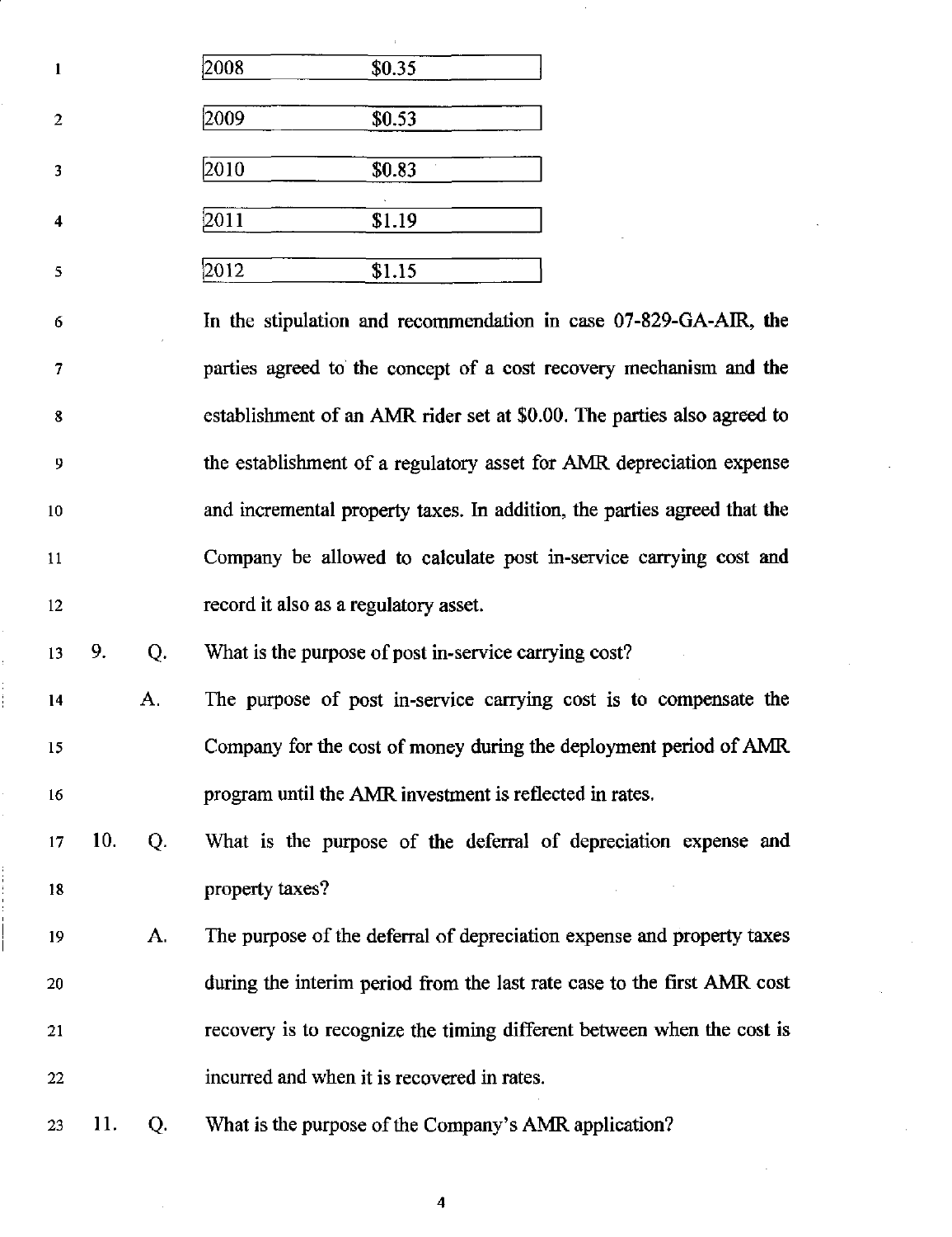| | |
|---|---|
| 2008 | $0.35 |
| 2009 | $0.53 |
| 2010 | $0.83 |
| 2011 | $1.19 |
| 2012 | $1.15 |

In the stipulation and recommendation in case 07-829-GA-AIR, the parties agreed to the concept of a cost recovery mechanism and the establishment of an AMR rider set at $0.00. The parties also agreed to the establishment of a regulatory asset for AMR depreciation expense and incremental property taxes. In addition, the parties agreed that the Company be allowed to calculate post in-service carrying cost and record it also as a regulatory asset.

9. Q. What is the purpose of post in-service carrying cost?

A. The purpose of post in-service carrying cost is to compensate the Company for the cost of money during the deployment period of AMR program until the AMR investment is reflected in rates.

10. Q. What is the purpose of the deferral of depreciation expense and property taxes?

A. The purpose of the deferral of depreciation expense and property taxes during the interim period from the last rate case to the first AMR cost recovery is to recognize the timing different between when the cost is incurred and when it is recovered in rates.

11. Q. What is the purpose of the Company's AMR application?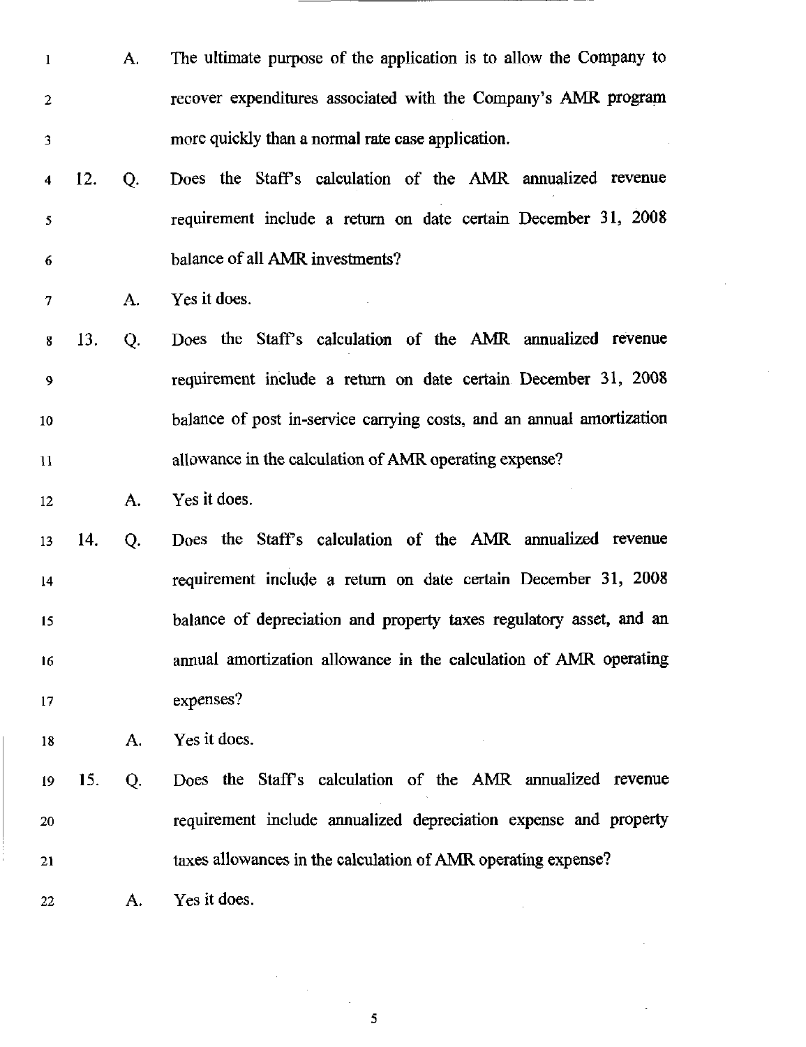A. The ultimate purpose of the application is to allow the Company to recover expenditures associated with the Company's AMR program more quickly than a normal rate case application.

12. Q. Does the Staff's calculation of the AMR annualized revenue requirement include a return on date certain December 31, 2008 balance of all AMR investments?

A. Yes it does.

13. Q. Does the Staff's calculation of the AMR annualized revenue requirement include a return on date certain December 31, 2008 balance of post in-service carrying costs, and an annual amortization allowance in the calculation of AMR operating expense?

A. Yes it does.

14. Q. Does the Staff's calculation of the AMR annualized revenue requirement include a return on date certain December 31, 2008 balance of depreciation and property taxes regulatory asset, and an annual amortization allowance in the calculation of AMR operating expenses?

A. Yes it does.

15. Q. Does the Staff's calculation of the AMR annualized revenue requirement include annualized depreciation expense and property taxes allowances in the calculation of AMR operating expense?

A. Yes it does.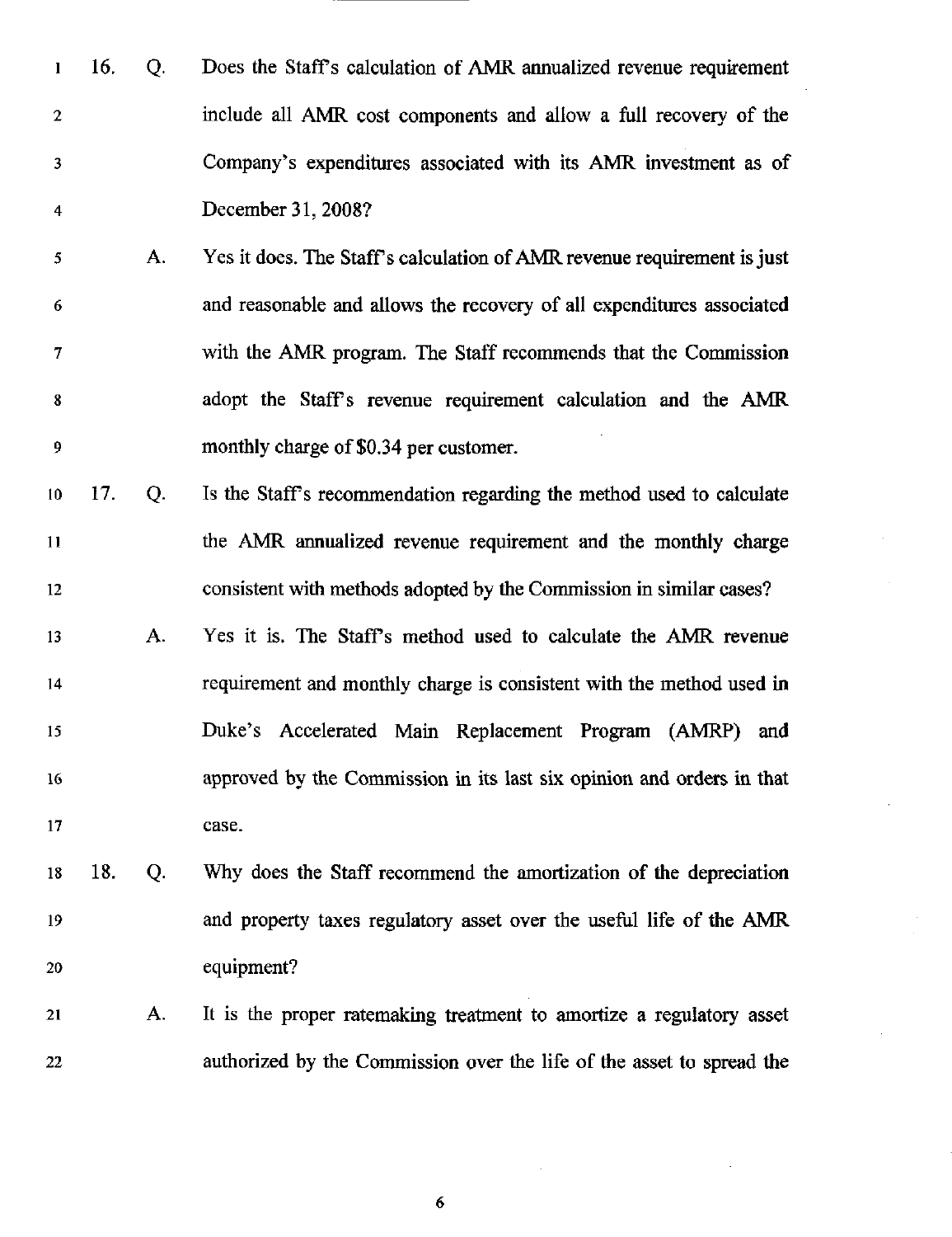16. Q. Does the Staff's calculation of AMR annualized revenue requirement include all AMR cost components and allow a full recovery of the Company's expenditures associated with its AMR investment as of December 31, 2008?

A. Yes it does. The Staff's calculation of AMR revenue requirement is just and reasonable and allows the recovery of all expenditures associated with the AMR program. The Staff recommends that the Commission adopt the Staff's revenue requirement calculation and the AMR monthly charge of $0.34 per customer.

17. Q. Is the Staff's recommendation regarding the method used to calculate the AMR annualized revenue requirement and the monthly charge consistent with methods adopted by the Commission in similar cases?

A. Yes it is. The Staff's method used to calculate the AMR revenue requirement and monthly charge is consistent with the method used in Duke's Accelerated Main Replacement Program (AMRP) and approved by the Commission in its last six opinion and orders in that case.

18. Q. Why does the Staff recommend the amortization of the depreciation and property taxes regulatory asset over the useful life of the AMR equipment?

A. It is the proper ratemaking treatment to amortize a regulatory asset authorized by the Commission over the life of the asset to spread the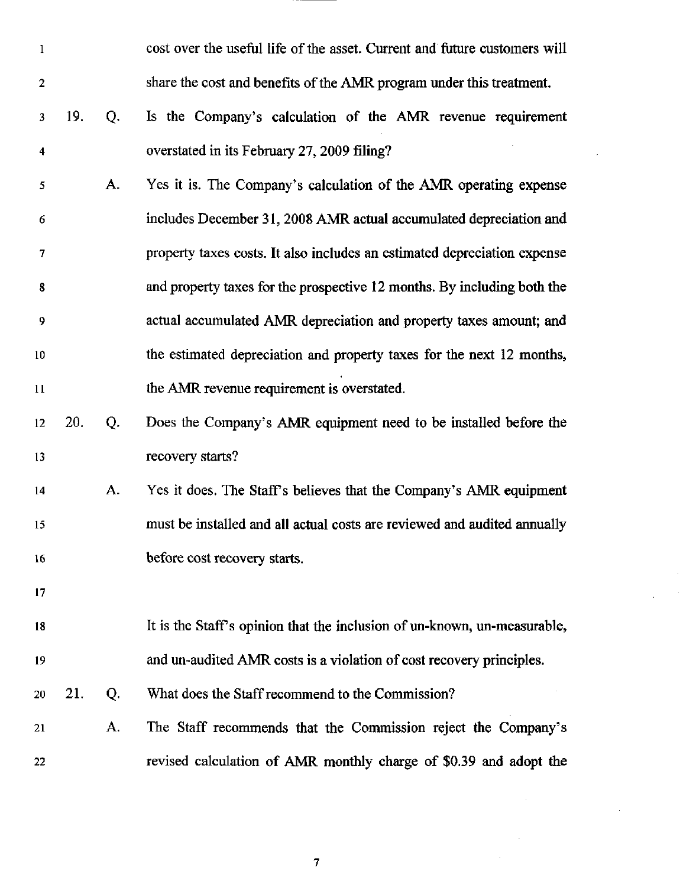cost over the useful life of the asset. Current and future customers will share the cost and benefits of the AMR program under this treatment.

19. Q. Is the Company's calculation of the AMR revenue requirement overstated in its February 27, 2009 filing?

A. Yes it is. The Company's calculation of the AMR operating expense includes December 31, 2008 AMR actual accumulated depreciation and property taxes costs. It also includes an estimated depreciation expense and property taxes for the prospective 12 months. By including both the actual accumulated AMR depreciation and property taxes amount; and the estimated depreciation and property taxes for the next 12 months, the AMR revenue requirement is overstated.

20. Q. Does the Company's AMR equipment need to be installed before the recovery starts?

A. Yes it does. The Staff's believes that the Company's AMR equipment must be installed and all actual costs are reviewed and audited annually before cost recovery starts.

It is the Staff's opinion that the inclusion of un-known, un-measurable, and un-audited AMR costs is a violation of cost recovery principles.

21. Q. What does the Staff recommend to the Commission?

A. The Staff recommends that the Commission reject the Company's revised calculation of AMR monthly charge of $0.39 and adopt the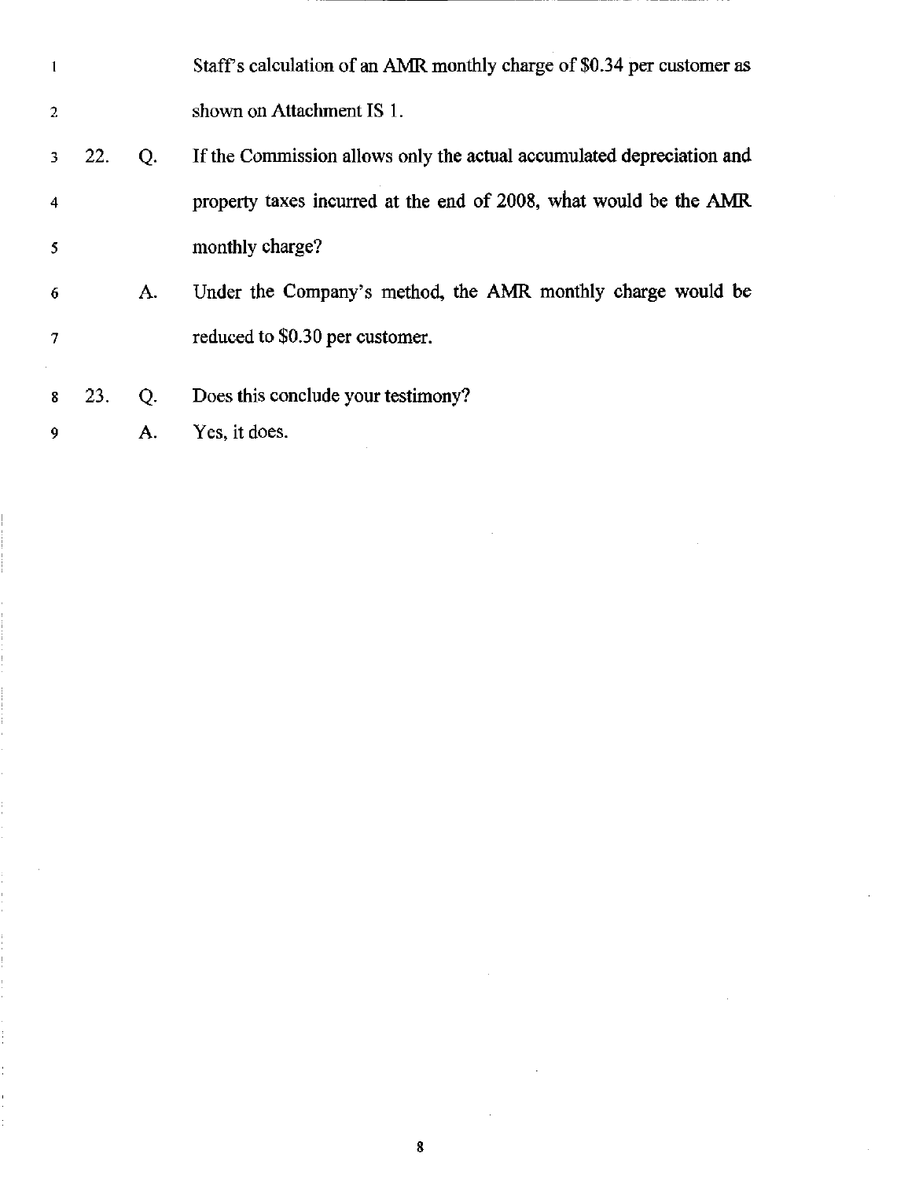Staff's calculation of an AMR monthly charge of $0.34 per customer as shown on Attachment IS 1.

22. Q. If the Commission allows only the actual accumulated depreciation and property taxes incurred at the end of 2008, what would be the AMR monthly charge?

A. Under the Company's method, the AMR monthly charge would be reduced to $0.30 per customer.

23. Q. Does this conclude your testimony?

A. Yes, it does.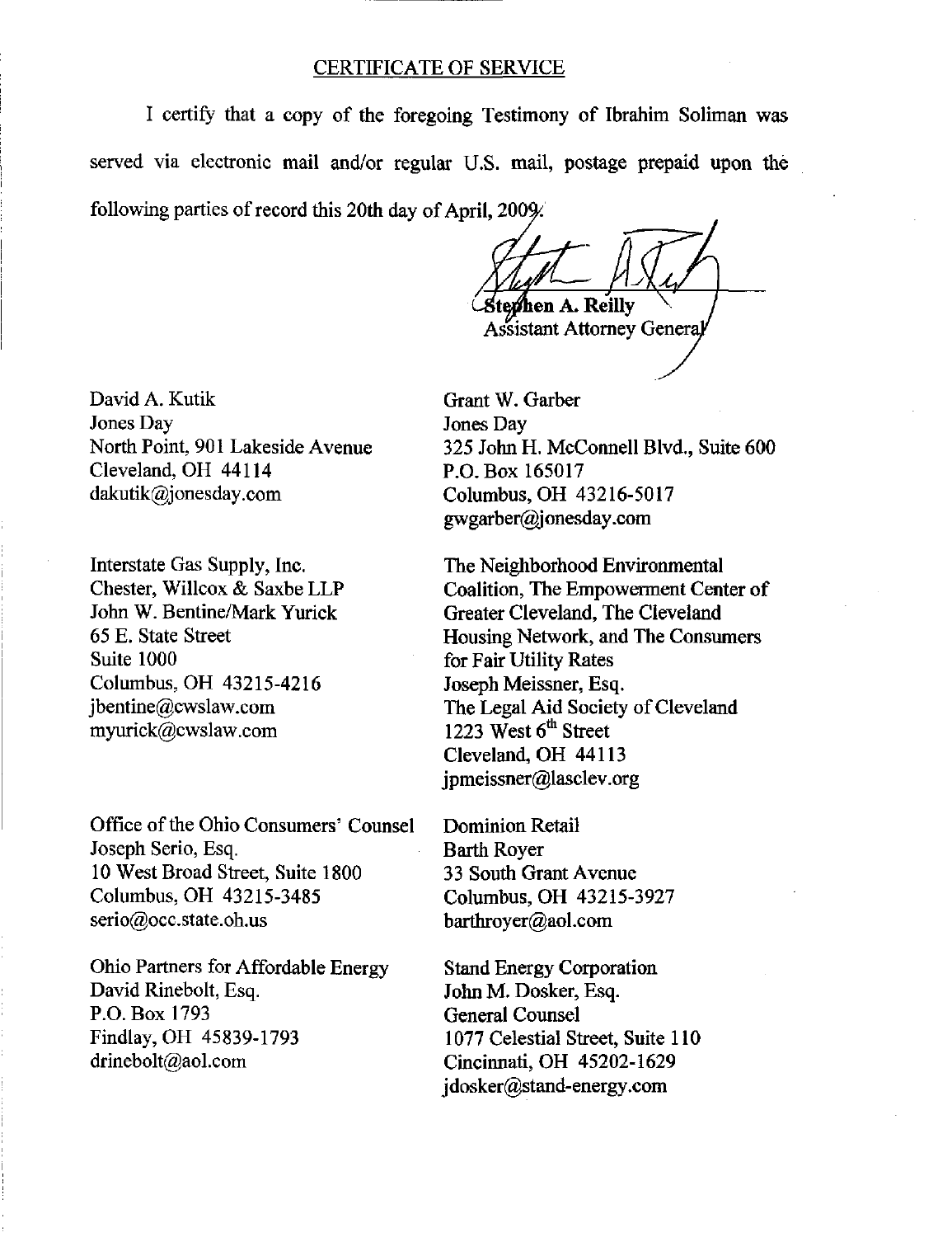## CERTIFICATE OF SERVICE

I certify that a copy of the foregoing Testimony of Ibrahim Soliman was served via electronic mail and/or regular U.S. mail, postage prepaid upon the following parties of record this 20th day of April, 2009.

**Stephen A. Reilly**
Assistant Attorney General

David A. Kutik
Jones Day
North Point, 901 Lakeside Avenue
Cleveland, OH 44114
dakutik@jonesday.com

Grant W. Garber
Jones Day
325 John H. McConnell Blvd., Suite 600
P.O. Box 165017
Columbus, OH 43216-5017
gwgarber@jonesday.com

Interstate Gas Supply, Inc.
Chester, Willcox & Saxbe LLP
John W. Bentine/Mark Yurick
65 E. State Street
Suite 1000
Columbus, OH 43215-4216
jbentine@cwslaw.com
myurick@cwslaw.com

The Neighborhood Environmental Coalition, The Empowerment Center of Greater Cleveland, The Cleveland Housing Network, and The Consumers for Fair Utility Rates
Joseph Meissner, Esq.
The Legal Aid Society of Cleveland
1223 West 6th Street
Cleveland, OH 44113
jpmeissner@lasclev.org

Office of the Ohio Consumers' Counsel
Joseph Serio, Esq.
10 West Broad Street, Suite 1800
Columbus, OH 43215-3485
serio@occ.state.oh.us

Dominion Retail
Barth Royer
33 South Grant Avenue
Columbus, OH 43215-3927
barthroyer@aol.com

Ohio Partners for Affordable Energy
David Rinebolt, Esq.
P.O. Box 1793
Findlay, OH 45839-1793
drinebolt@aol.com

Stand Energy Corporation
John M. Dosker, Esq.
General Counsel
1077 Celestial Street, Suite 110
Cincinnati, OH 45202-1629
jdosker@stand-energy.com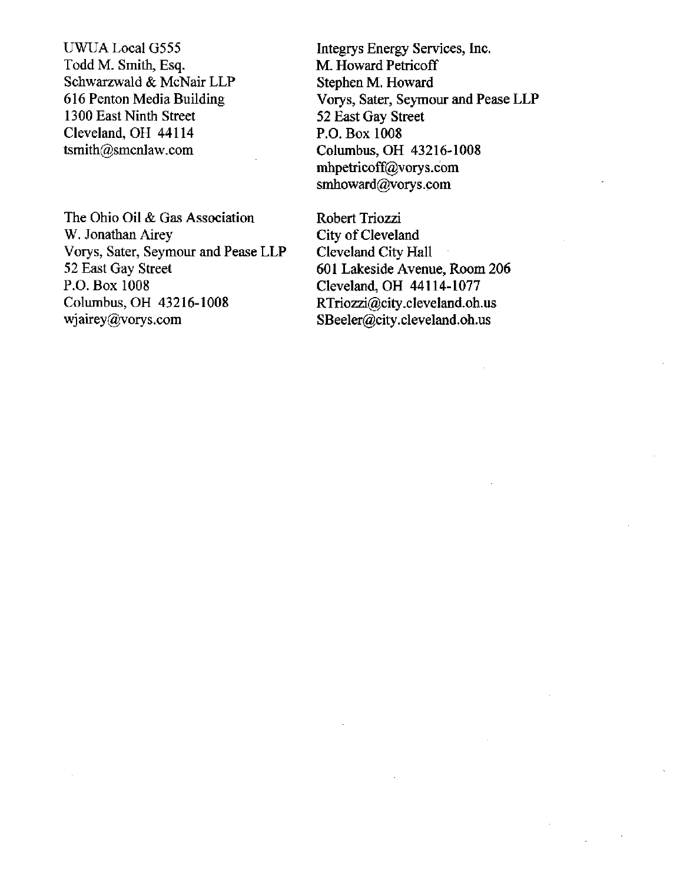UWUA Local G555
Todd M. Smith, Esq.
Schwarzwald & McNair LLP
616 Penton Media Building
1300 East Ninth Street
Cleveland, OH 44114
tsmith@smcnlaw.com

Integrys Energy Services, Inc.
M. Howard Petricoff
Stephen M. Howard
Vorys, Sater, Seymour and Pease LLP
52 East Gay Street
P.O. Box 1008
Columbus, OH 43216-1008
mhpetricoff@vorys.com
smhoward@vorys.com

The Ohio Oil & Gas Association
W. Jonathan Airey
Vorys, Sater, Seymour and Pease LLP
52 East Gay Street
P.O. Box 1008
Columbus, OH 43216-1008
wjairey@vorys.com

Robert Triozzi
City of Cleveland
Cleveland City Hall
601 Lakeside Avenue, Room 206
Cleveland, OH 44114-1077
RTriozzi@city.cleveland.oh.us
SBeeler@city.cleveland.oh.us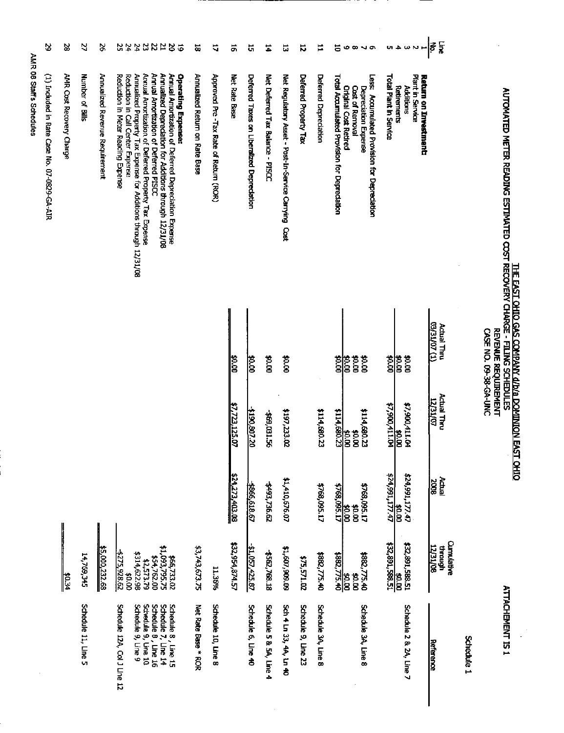Schedule 1

ATTACHMENT IS 1

**THE EAST OHIO GAS COMPANY d/b/a DOMINION EAST OHIO**
**AUTOMATED METER READING ESTIMATED COST RECOVERY CHARGE - FILING SCHEDULES**
**REVENUE REQUIREMENT**
**CASE NO. 09-38-GA-UNC**

| Line No. | | Actual Thru 03/31/07 (1) | Actual Thru 12/31/07 | Actual 2008 | Cumulative through 12/31/08 | Reference |
|---|---|---|---|---|---|---|
| 1 | **Return on Investment:** | | | | | |
| 2 | Plant in Service | | | | | |
| 3 | Additions | $0.00 | $7,900,411.04 | $24,991,177.47 | $32,891,588.51 | Schedule 2 & 2A, Line 7 |
| 4 | Retirements | $0.00 | $0.00 | $0.00 | $0.00 | |
| 5 | **Total Plant in Service** | $0.00 | $7,900,411.04 | $24,991,177.47 | $32,891,588.51 | |
| 6 | Less: Accumulated Provision for Depreciation | | | | | |
| 7 | Depreciation Expense | $0.00 | $114,680.23 | $768,095.17 | $882,775.40 | Schedule 3A, Line 8 |
| 8 | Cost of Removal | $0.00 | $0.00 | $0.00 | $0.00 | |
| 9 | Original Cost Retired | $0.00 | $0.00 | $0.00 | $0.00 | |
| 10 | **Total Accumulated Provision for Depreciation** | $0.00 | $114,680.23 | $768,095.17 | $882,775.40 | |
| 11 | Deferred Depreciation | | $114,680.23 | $768,095.17 | $882,775.40 | Schedule 3A, Line 8 |
| 12 | Deferred Property Tax | | | | $75,571.02 | Schedule 9, Line 23 |
| 13 | Net Regulatory Asset - Post-In-Service Carrying Cost | $0.00 | $197,233.02 | $1,410,676.07 | $1,607,909.09 | Sch 4 Ln 33, 4A, Ln 40 |
| 14 | Net Deferred Tax Balance - PISCC | $0.00 | -$69,031.56 | -$493,736.62 | -$562,768.18 | Schedule 5 & 5A, Line 4 |
| 15 | Deferred Taxes on Liberalized Depreciation | $0.00 | -$190,807.20 | -$866,618.67 | -$1,057,425.87 | Schedule 6, Line 40 |
| 16 | Net Rate Base | $0.00 | $7,723,125.07 | $24,273,403.08 | $32,954,874.57 | |
| 17 | Approved Pre-Tax Rate of Return (ROR) | | | | 11.36% | Schedule 10, Line 8 |
| 18 | Annualized Return on Rate Base | | | | $3,743,673.75 | Net Rate Base * ROR |
| 19 | **Operating Expense:** | | | | | |
| 20 | Annual Amortization of Deferred Depreciation Expense | | | | $66,733.02 | Schedule 8 , Line 15 |
| 21 | Annualized Depreciation for Additions through 12/31/08 | | | | $1,093,795.75 | Schedule 7, Line 14 |
| 22 | Annual Amortization of Deferred PISCC | | | | $54,762.00 | Schedule 8 , Line 16 |
| 23 | Annual Amortization of Deferred Property Tax Expense | | | | $2,573.79 | Schedule 9, Line 10 |
| 24 | Annualized Property Tax Expense for Additions through 12/31/08 | | | | $314,622.98 | Schedule 9, Line 9 |
| 25 | Reduction in Call Center Expense | | | | $0.00 | |
| | Reduction in Meter Reading Expense | | | | -$275,928.62 | Schedule 12A, Col J Line 12 |
| 26 | Annualized Revenue Requirement | | | | $5,000,232.68 | |
| 27 | Number of Bills | | | | 14,769,345 | Schedule 11, Line 5 |
| 28 | AMR Cost Recovery Charge | | | | $0.34 | |
| 29 | (1) Included in Rate Case No. 07-0829-GA-AIR | | | | | |

AMR 08 Staff's Schedules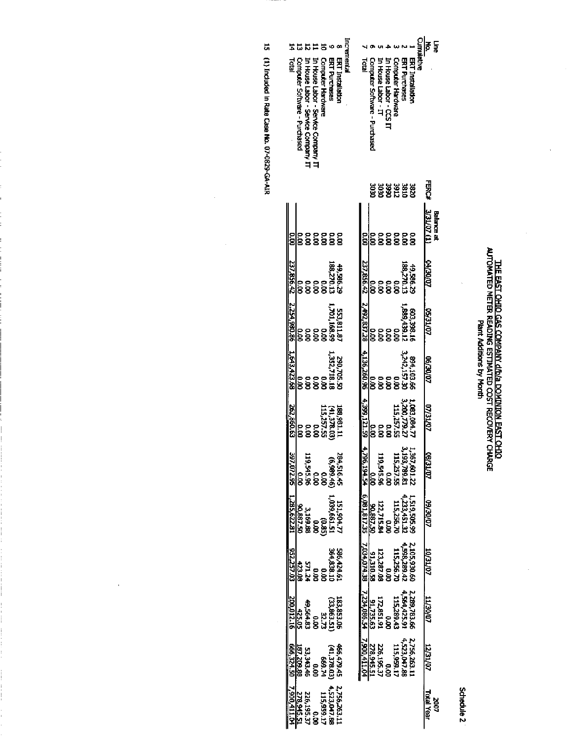Schedule 2

**THE EAST OHIO GAS COMPANY d/b/a DOMINION EAST OHIO**
**AUTOMATED METER READING ESTIMATED COST RECOVERY CHARGE**
**Plant Additions by Month**

| Line No. | | FERC# | Balance at 3/31/07 (1) | 04/30/07 | 05/31/07 | 06/30/07 | 07/31/07 | 08/31/07 | 09/30/07 | 10/31/07 | 11/30/07 | 12/31/07 | 2007 Total Year |
|---|---|---|---|---|---|---|---|---|---|---|---|---|---|
| | **Cumulative** | | | | | | | | | | | | |
| 1 | ERT Installation | 3820 | 0.00 | 49,586.29 | 603,398.16 | 894,103.66 | 1,083,084.77 | 1,367,601.22 | 1,519,505.99 | 2,105,930.60 | 2,289,783.66 | 2,756,263.11 | |
| 2 | ERT Purchases | 3810 | 0.00 | 188,270.13 | 1,889,439.12 | 3,242,157.30 | 3,200,779.27 | 3,193,789.81 | 4,233,451.32 | 4,598,289.42 | 4,564,425.91 | 4,523,047.88 | |
| 3 | Computer Hardware | 3912 | 0.00 | 0.00 | 0.00 | 0.00 | 115,257.55 | 115,257.55 | 115,256.70 | 115,256.70 | 115,289.43 | 115,959.17 | |
| 4 | In House Labor - CCS IT | 3990 | 0.00 | 0.00 | 0.00 | 0.00 | 0.00 | 0.00 | 0.00 | 0.00 | 0.00 | 0.00 | |
| 5 | In House Labor - IT | 3030 | 0.00 | 0.00 | 0.00 | 0.00 | 0.00 | 119,545.96 | 122,715.84 | 123,287.08 | 172,851.91 | 226,195.37 | |
| 6 | Computer Software - Purchased | 3030 | 0.00 | 0.00 | 0.00 | 0.00 | 0.00 | 0.00 | 90,887.50 | 91,310.58 | 91,735.63 | 278,945.51 | |
| 7 | Total | | 0.00 | 237,856.42 | 2,492,837.28 | 4,136,260.96 | 4,399,121.59 | 4,796,194.54 | 6,081,817.35 | 7,034,074.38 | 7,234,086.54 | 7,900,411.04 | |
| | **Incremental** | | | | | | | | | | | | |
| 8 | ERT Installation | | 0.00 | 49,586.29 | 553,811.87 | 290,705.50 | 188,981.11 | 284,516.45 | 151,904.77 | 586,424.61 | 183,853.06 | 466,479.45 | 2,756,263.11 |
| 9 | ERT Purchases | | 0.00 | 188,270.13 | 1,701,168.99 | 1,352,718.18 | (41,378.03) | (6,989.46) | 1,039,661.51 | 364,838.10 | (33,863.51) | (41,378.03) | 4,523,047.88 |
| 10 | Computer Hardware | | 0.00 | 0.00 | 0.00 | 0.00 | 115,257.55 | 0.00 | (0.85) | 0.00 | 32.73 | 669.74 | 115,959.17 |
| 11 | In House Labor - Service Company IT | | 0.00 | 0.00 | 0.00 | 0.00 | 0.00 | 0.00 | 0.00 | 0.00 | 0.00 | 0.00 | 0.00 |
| 12 | In House Labor - Service Company IT | | 0.00 | 0.00 | 0.00 | 0.00 | 0.00 | 119,545.96 | 3,169.88 | 571.24 | 49,564.83 | 53,343.46 | 226,195.37 |
| 13 | Computer Software - Purchased | | 0.00 | 0.00 | 0.00 | 0.00 | 0.00 | 0.00 | 90,887.50 | 423.08 | 425.05 | 187,209.88 | 278,945.51 |
| 14 | Total | | 0.00 | 237,856.42 | 2,254,980.86 | 1,643,423.68 | 262,860.63 | 397,072.95 | 1,285,622.81 | 952,257.03 | 200,012.16 | 666,324.50 | 7,900,411.04 |

15 (1) Included in Rate Case No. 07-0829-GA-AIR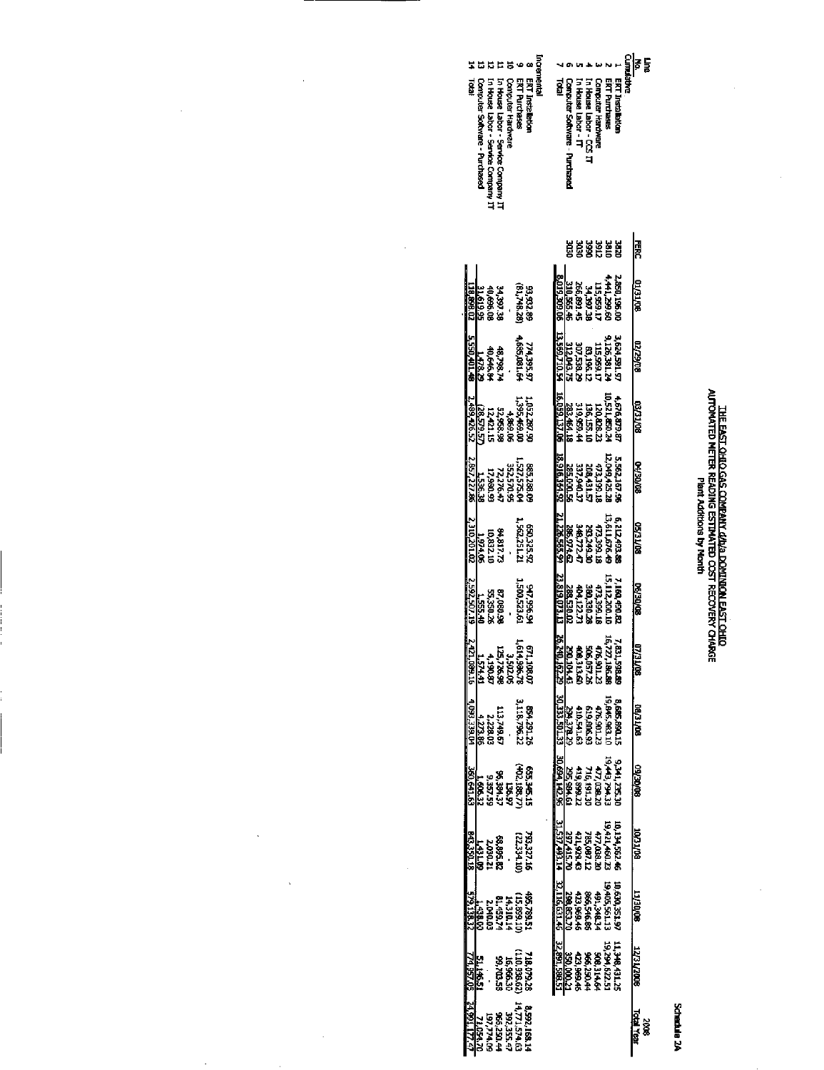Schedule 2A

# THE EAST OHIO GAS COMPANY d/b/a DOMINION EAST OHIO
## AUTOMATED METER READING ESTIMATED COST RECOVERY CHARGE
### Plant Additions by Month

| Line No. | | FERC | 01/31/08 | 02/29/08 | 03/31/08 | 04/30/08 | 05/31/08 | 06/30/08 | 07/31/08 | 08/31/08 | 09/30/08 | 10/31/08 | 11/30/08 | 12/31/2008 | 2008 Total Year |
|---|---|---|---|---|---|---|---|---|---|---|---|---|---|---|---|
| | **Cumulative** | | | | | | | | | | | | | | |
| 1 | ERT Installation | 3820 | 2,850,196.00 | 3,624,591.97 | 4,676,879.87 | 5,562,167.96 | 6,212,493.88 | 7,160,490.82 | 7,831,598.89 | 8,685,890.15 | 9,341,235.30 | 10,134,562.46 | 10,630,351.97 | 11,348,431.25 | |
| 2 | ERT Purchases | 3810 | 4,441,299.60 | 9,126,381.24 | 10,521,850.24 | 12,049,425.28 | 13,611,676.49 | 15,112,200.10 | 16,727,186.88 | 19,845,963.10 | 19,443,794.33 | 19,421,460.23 | 19,405,561.13 | 19,294,622.51 | |
| 3 | Computer Hardware | 3912 | 115,959.17 | 115,959.17 | 120,828.23 | 473,399.18 | 473,399.18 | 473,399.18 | 476,901.23 | 476,901.23 | 477,038.20 | 477,038.20 | 491,348.34 | 508,314.64 | |
| 4 | In House Labor - CCS IT | 3990 | 34,397.38 | 83,196.12 | 136,155.10 | 208,431.57 | 293,249.30 | 380,330.28 | 506,057.26 | 619,806.93 | 716,191.30 | 785,087.12 | 866,546.86 | 966,230.44 | |
| 5 | In House Labor - IT | 3030 | 266,893.45 | 307,538.29 | 319,959.44 | 337,940.37 | 348,772.47 | 404,122.73 | 408,313.60 | 410,541.63 | 419,899.22 | 421,929.43 | 423,969.46 | 423,969.46 | |
| 6 | Computer Software - Purchased | 3030 | 310,365.46 | 312,043.75 | 283,464.18 | 285,000.56 | 286,974.62 | 288,530.02 | 290,104.43 | 294,378.29 | 295,984.61 | 297,415.70 | 298,853.70 | 350,000.21 | |
| 7 | Total | | 8,019,111.06 | 13,569,710.54 | 16,059,137.06 | 18,916,364.92 | 21,226,565.94 | 23,819,073.13 | 26,240,162.29 | 30,333,481.33 | 30,694,142.96 | 31,537,493.14 | 32,116,631.46 | 32,891,568.51 | |
| | **Incremental** | | | | | | | | | | | | | | |
| 8 | ERT Installation | | 93,932.89 | 774,395.97 | 1,052,287.90 | 885,288.09 | 650,325.92 | 947,996.94 | 671,108.07 | 854,291.26 | 655,345.15 | 793,327.16 | 495,789.51 | 718,079.28 | 8,592,168.14 |
| 9 | ERT Purchases | | (61,748.28) | 4,685,081.64 | 1,395,469.00 | 1,527,575.04 | 1,562,251.21 | 1,500,523.61 | 1,614,986.78 | 3,118,776.22 | (402,168.77) | (22,334.10) | (15,899.10) | (110,938.62) | 14,791,574.63 |
| 10 | Computer Hardware | | - | - | 4,869.06 | 352,570.95 | - | - | 3,502.05 | - | 136.97 | - | 14,310.14 | 16,966.30 | 392,355.47 |
| 11 | In House Labor - Service Company IT | | 34,397.38 | 48,798.74 | 52,958.98 | 72,276.47 | 84,817.73 | 87,080.98 | 125,726.98 | 113,749.67 | 96,384.37 | 68,895.82 | 81,459.74 | 99,683.58 | 966,230.44 |
| 12 | In House Labor - Service Company IT | | 40,696.08 | 40,644.84 | 12,421.15 | 17,980.93 | 10,832.10 | 55,350.26 | 4,190.87 | 2,228.03 | 9,357.59 | 2,030.21 | 2,040.03 | - | 197,772.09 |
| 13 | Computer Software - Purchased | | 31,619.95 | 1,678.29 | (28,579.57) | 1,536.38 | 1,974.06 | 1,555.40 | 1,574.41 | 4,273.86 | 1,606.32 | 1,431.09 | 1,438.00 | 51,146.51 | 71,254.70 |
| 14 | Total | | 138,898.02 | 5,550,599.48 | 2,489,426.52 | 2,857,227.86 | 2,310,201.02 | 2,592,507.19 | 2,421,089.16 | 4,093,319.04 | 360,661.63 | 843,350.18 | 579,138.32 | 774,937.05 | 25,011,355.47 |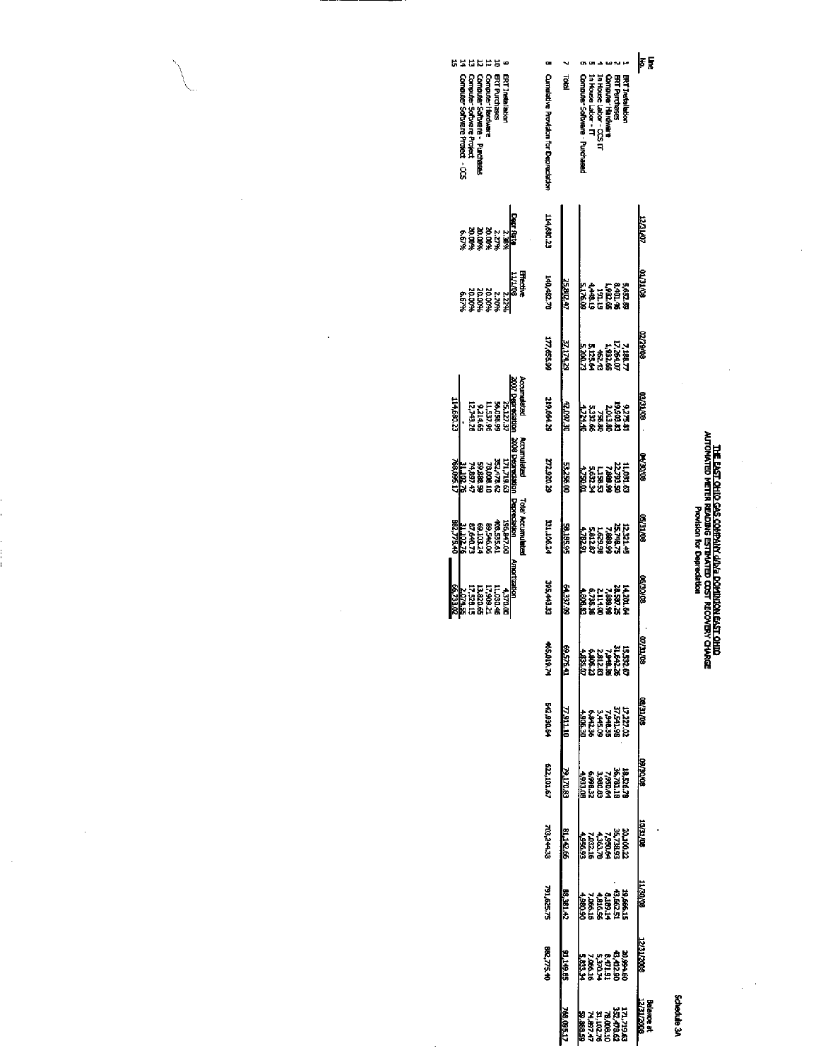Schedule 3A

# THE EAST OHIO GAS COMPANY d/b/a DOMINION EAST OHIO
## AUTOMATED METER READING ESTIMATED COST RECOVERY CHARGE
### Provision for Depreciation

| Line No. | | 12/31/07 | 01/31/08 | 02/29/08 | 03/31/08 | 04/30/08 | 05/31/08 | 06/30/08 | 07/31/08 | 08/31/08 | 09/30/08 | 10/31/08 | 11/30/08 | 12/31/2008 | Balance at 12/31/2008 |
|---|---|---|---|---|---|---|---|---|---|---|---|---|---|---|---|
| 1 | ERT Installation | | 5,652.89 | 7,188.77 | 9,275.81 | 11,091.63 | 12,521.45 | 14,200.64 | 15,530.67 | 17,227.02 | 18,526.79 | 20,100.22 | 19,666.15 | 20,994.60 | 171,219.63 |
| 2 | ERT Purchases | | 8,401.96 | 17,264.07 | 19,908.83 | 22,793.50 | 25,748.75 | 28,597.25 | 31,642.26 | 37,591.98 | 36,781.18 | 36,738.93 | 43,662.51 | 43,412.50 | 352,478.62 |
| 3 | Computer Hardware | | 1,932.65 | 1,932.65 | 2,013.80 | 7,888.99 | 7,888.99 | 7,888.99 | 7,948.36 | 7,948.35 | 7,950.64 | 7,950.64 | 8,189.14 | 8,471.91 | 78,008.10 |
| 4 | In House Labor - CCS IT | | 191.19 | 462.13 | 758.80 | 1,158.53 | 1,629.98 | 2,111.00 | 2,812.83 | 3,445.09 | 3,980.83 | 4,363.78 | 4,816.56 | 5,370.74 | 31,102.76 |
| 5 | In House Labor - IT | | 4,448.19 | 5,125.64 | 5,332.66 | 5,632.34 | 5,812.87 | 6,735.36 | 6,806.23 | 6,842.36 | 6,998.32 | 7,032.16 | 7,066.16 | 7,066.16 | 74,897.47 |
| 6 | Computer Software Purchased | | 5,176.69 | 5,200.73 | 4,726.40 | 4,730.01 | 4,782.91 | 4,806.83 | 4,835.07 | 4,906.30 | 4,933.08 | 4,956.95 | 4,980.50 | 5,853.54 | 59,888.59 |
| 7 | Total | | 25,803.47 | 37,174.29 | 42,007.30 | 53,256.00 | 58,185.95 | 64,337.09 | 69,576.41 | 77,911.10 | 79,170.83 | 81,142.66 | 88,381.42 | 91,149.65 | 768,095.17 |
| 8 | Cumulative Provision for Depreciation | 114,680.23 | 140,483.70 | 177,657.99 | 219,664.29 | 272,920.29 | 331,106.24 | 395,443.33 | 465,019.74 | 542,930.84 | 622,101.67 | 703,244.33 | 791,625.75 | 882,775.40 | |

| Line No. | | Depr Rate | Effective 11/1/08 | Accumulated 2007 Depreciation | Accumulated 2008 Depreciation | Total Accumulated Depreciation | Amortization |
|---|---|---|---|---|---|---|---|
| 9 | ERT Installation | 2.38% | 2.27% | 25,127.37 | 171,219.63 | 196,347.00 | 4,370.00 |
| 10 | ERT Purchases | 2.27% | 2.70% | 56,056.99 | 352,478.62 | 408,535.61 | 11,033.46 |
| 11 | Computer Hardware | 20.00% | 20.00% | 11,537.96 | 78,008.10 | 89,546.06 | 17,909.21 |
| 12 | Computer Software - Purchases | 20.00% | 20.00% | 9,214.65 | 59,888.59 | 69,103.24 | 13,820.65 |
| 13 | Computer Software Project | 20.00% | 20.00% | 12,743.26 | 74,897.47 | 87,640.73 | 17,528.15 |
| 14 | Computer Software Project - CCS | 6.67% | 6.67% | - | 31,102.76 | 31,102.76 | 2,074.55 |
| | | | | 114,680.23 | 768,095.17 | 882,775.40 | 66,736.02 |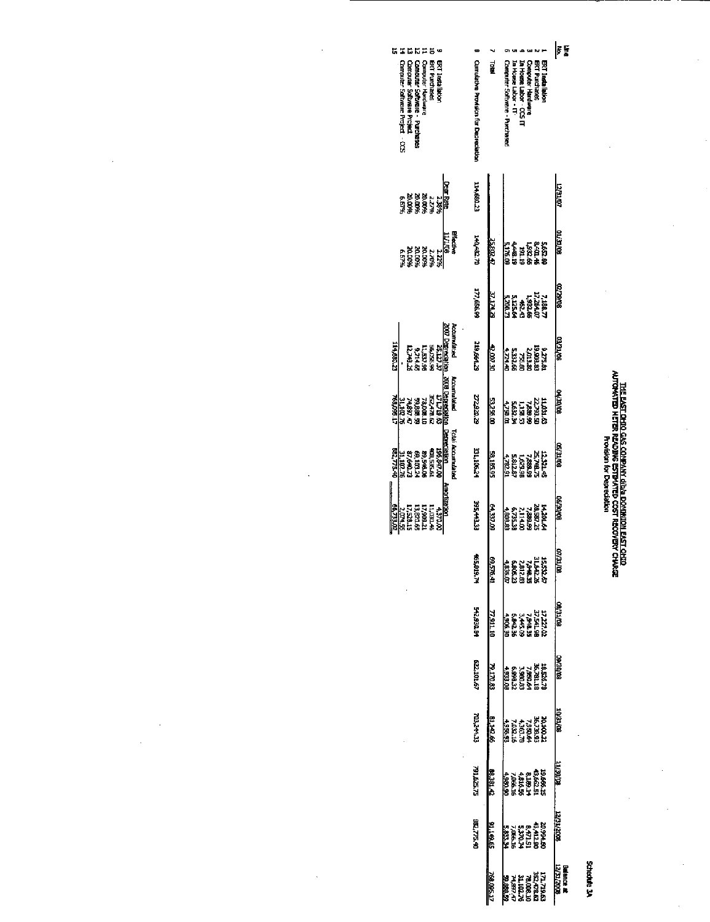# THE EAST OHIO GAS COMPANY d/b/a DOMINION EAST OHIO
## AUTOMATED METER READING ESTIMATED COST RECOVERY CHARGE
### Provision for Depreciation

Schedule 3A

| Line No. | | 12/31/07 | 01/31/08 | 02/29/08 | 03/31/08 | 04/30/08 | 05/31/08 | 06/30/08 | 07/31/08 | 08/31/08 | 09/30/08 | 10/31/08 | 11/30/08 | 12/31/2008 | Balance at 12/31/2008 |
|---|---|---|---|---|---|---|---|---|---|---|---|---|---|---|---|
| 1 | ERT Installation | | 5,652.89 | 7,188.77 | 9,275.81 | 11,031.63 | 12,321.45 | 14,206.64 | 15,532.67 | 17,222.02 | 18,526.79 | 20,300.22 | 19,666.15 | 20,954.80 | 171,719.63 |
| 2 | ERT Purchases | | 8,501.46 | 17,264.07 | 19,908.83 | 22,793.50 | 25,748.75 | 28,597.25 | 31,642.26 | 37,541.98 | 36,781.18 | 36,738.93 | 43,662.51 | 43,412.90 | 352,478.62 |
| 3 | Computer Hardware | | 1,932.66 | 1,932.66 | 2,013.80 | 7,688.99 | 7,688.99 | 7,688.99 | 7,848.33 | 7,848.35 | 7,850.64 | 7,850.64 | 8,189.14 | 8,471.51 | 78,008.10 |
| 4 | In House Labor - CCS IT | | 191.19 | 462.43 | 755.80 | 1,158.53 | 1,629.58 | 2,114.00 | 2,812.83 | 3,445.09 | 3,980.83 | 4,365.78 | 4,816.56 | 5,370.74 | 31,102.76 |
| 5 | In House Labor - IT | | 4,448.19 | 5,125.64 | 5,332.66 | 5,632.34 | 5,812.87 | 6,735.38 | 6,806.23 | 6,842.36 | 6,998.32 | 7,032.15 | 7,066.36 | 7,066.36 | 74,897.47 |
| 6 | Computer Software - Purchased | | 5,176.08 | 5,200.73 | 4,724.40 | 4,780.01 | 4,782.91 | 4,808.83 | 4,835.07 | 4,906.90 | 4,933.08 | 4,958.93 | 4,980.90 | 5,835.34 | 59,888.59 |
| 7 | Total | | 25,802.47 | 37,174.29 | 42,007.30 | 53,256.00 | 58,185.95 | 64,337.09 | 69,576.41 | 77,911.10 | 79,170.83 | 81,142.66 | 88,381.42 | 91,149.65 | 768,095.17 |
| 8 | Cumulative Provision for Depreciation | 114,680.23 | 140,482.70 | 177,656.99 | 219,664.29 | 272,920.29 | 331,106.24 | 395,443.33 | 465,019.74 | 542,930.84 | 622,101.67 | 703,244.33 | 791,625.75 | 882,775.40 | |

| Line No. | | Depr Rate 12/31/07 | Effective 11/1/08 | Accumulated 2007 Depreciation | Accumulated 2008 Depreciation | Total Accumulated Depreciation | Amortization |
|---|---|---|---|---|---|---|---|
| 9 | ERT Installation | 1.38% | 1.22% | 25,137.37 | 171,719.63 | 196,857.00 | 4,370.00 |
| 10 | ERT Purchases | 2.77% | 2.49% | 56,056.99 | 352,478.62 | 408,535.61 | 11,030.46 |
| 11 | Computer Hardware | 20.00% | 20.00% | 11,937.96 | 78,008.10 | 89,946.06 | 17,909.21 |
| 12 | Computer Software - Purchases | 20.00% | 20.00% | 9,214.65 | 59,888.59 | 69,103.24 | 13,820.65 |
| 13 | Computer Software Project | 20.00% | 20.00% | 12,743.26 | 74,897.47 | 87,640.73 | 17,528.15 |
| 14 | Computer Software Project - CCS | 6.67% | 6.67% | - | 31,102.76 | 31,102.76 | 2,074.55 |
| 15 | | | | 114,680.23 | 768,095.17 | 882,775.40 | 66,733.02 |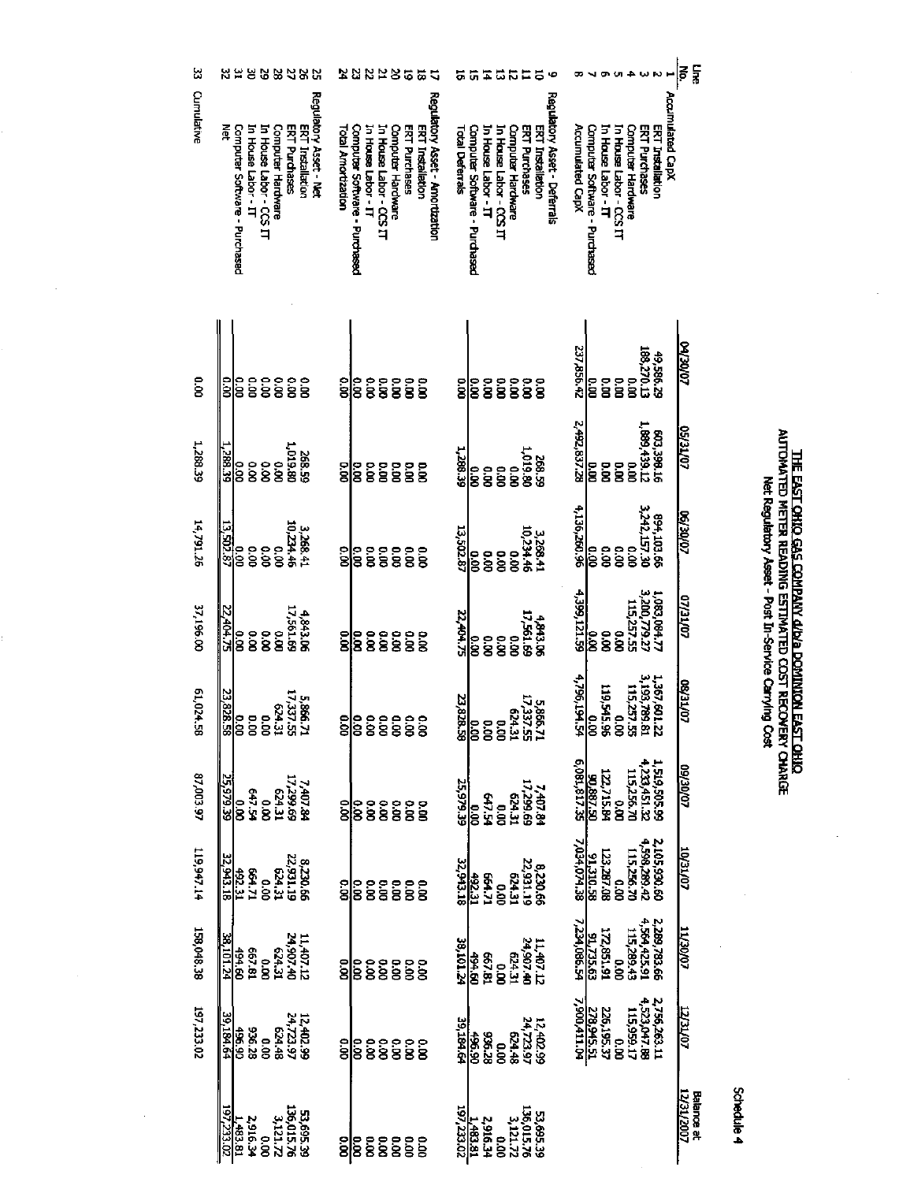Schedule 4

# THE EAST OHIO GAS COMPANY d/b/a DOMINION EAST OHIO
## AUTOMATED METER READING ESTIMATED COST RECOVERY CHARGE
### Net Regulatory Asset - Post In-Service Carrying Cost

| Line No. | | 04/30/07 | 05/31/07 | 06/30/07 | 07/31/07 | 08/31/07 | 09/30/07 | 10/31/07 | 11/30/07 | 12/31/07 | Balance at 12/31/2007 |
|---|---|---|---|---|---|---|---|---|---|---|---|
| 1 | Accumulated CapX | | | | | | | | | | |
| 2 | ERT Installation | 49,586.29 | 603,398.16 | 894,103.66 | 1,083,084.77 | 1,367,601.22 | 1,519,505.99 | 2,105,930.60 | 2,289,783.66 | 2,756,263.11 | |
| 3 | ERT Purchases | 188,270.13 | 1,889,439.12 | 3,242,157.30 | 3,200,779.27 | 3,193,789.81 | 4,233,451.32 | 4,598,289.42 | 4,564,425.91 | 4,523,047.88 | |
| 4 | Computer Hardware | 0.00 | 0.00 | 0.00 | 115,257.55 | 115,257.55 | 115,256.70 | 115,256.70 | 115,289.43 | 115,959.17 | |
| 5 | In House Labor - CCS IT | 0.00 | 0.00 | 0.00 | 0.00 | 0.00 | 0.00 | 0.00 | 0.00 | 0.00 | |
| 6 | In House Labor - IT | 0.00 | 0.00 | 0.00 | 0.00 | 119,545.96 | 122,715.84 | 123,287.08 | 172,851.91 | 226,195.37 | |
| 7 | Computer Software - Purchased | 0.00 | 0.00 | 0.00 | 0.00 | 0.00 | 90,887.50 | 91,310.58 | 91,735.63 | 278,945.51 | |
| 8 | Accumulated CapX | 237,856.42 | 2,492,837.28 | 4,136,260.96 | 4,399,121.59 | 4,796,194.54 | 6,081,817.35 | 7,034,074.38 | 7,234,086.54 | 7,900,411.04 | |
| 9 | Regulatory Asset - Deferrals | | | | | | | | | | |
| 10 | ERT Installation | 0.00 | 268.59 | 3,268.41 | 4,843.06 | 5,866.71 | 7,407.84 | 8,230.66 | 11,407.12 | 12,402.99 | 53,695.39 |
| 11 | ERT Purchases | 0.00 | 1,019.80 | 10,234.46 | 17,561.69 | 17,337.55 | 17,299.69 | 22,931.19 | 24,907.40 | 24,723.97 | 136,015.76 |
| 12 | Computer Hardware | 0.00 | 0.00 | 0.00 | 0.00 | 624.31 | 624.31 | 624.31 | 624.31 | 624.48 | 3,121.72 |
| 13 | In House Labor - CCS IT | 0.00 | 0.00 | 0.00 | 0.00 | 0.00 | 0.00 | 0.00 | 0.00 | 0.00 | 0.00 |
| 14 | In House Labor - IT | 0.00 | 0.00 | 0.00 | 0.00 | 0.00 | 647.54 | 664.71 | 667.81 | 936.28 | 2,916.34 |
| 15 | Computer Software - Purchased | 0.00 | 0.00 | 0.00 | 0.00 | 0.00 | 0.00 | 492.31 | 494.60 | 496.90 | 1,483.81 |
| 16 | Total Deferrals | 0.00 | 1,288.39 | 13,502.87 | 22,404.75 | 23,828.58 | 25,979.39 | 32,943.18 | 38,101.24 | 39,184.64 | 197,233.02 |
| 17 | Regulatory Asset - Amortization | | | | | | | | | | |
| 18 | ERT Installation | 0.00 | 0.00 | 0.00 | 0.00 | 0.00 | 0.00 | 0.00 | 0.00 | 0.00 | 0.00 |
| 19 | ERT Purchases | 0.00 | 0.00 | 0.00 | 0.00 | 0.00 | 0.00 | 0.00 | 0.00 | 0.00 | 0.00 |
| 20 | Computer Hardware | 0.00 | 0.00 | 0.00 | 0.00 | 0.00 | 0.00 | 0.00 | 0.00 | 0.00 | 0.00 |
| 21 | In House Labor - CCS IT | 0.00 | 0.00 | 0.00 | 0.00 | 0.00 | 0.00 | 0.00 | 0.00 | 0.00 | 0.00 |
| 22 | In House Labor - IT | 0.00 | 0.00 | 0.00 | 0.00 | 0.00 | 0.00 | 0.00 | 0.00 | 0.00 | 0.00 |
| 23 | Computer Software - Purchased | 0.00 | 0.00 | 0.00 | 0.00 | 0.00 | 0.00 | 0.00 | 0.00 | 0.00 | 0.00 |
| 24 | Total Amortization | 0.00 | 0.00 | 0.00 | 0.00 | 0.00 | 0.00 | 0.00 | 0.00 | 0.00 | 0.00 |
| 25 | Regulatory Asset - Net | | | | | | | | | | |
| 26 | ERT Installation | 0.00 | 268.59 | 3,268.41 | 4,843.06 | 5,866.71 | 7,407.84 | 8,230.66 | 11,407.12 | 12,402.99 | 53,695.39 |
| 27 | ERT Purchases | 0.00 | 1,019.80 | 10,234.46 | 17,561.69 | 17,337.55 | 17,299.69 | 22,931.19 | 24,907.40 | 24,723.97 | 136,015.76 |
| 28 | Computer Hardware | 0.00 | 0.00 | 0.00 | 0.00 | 624.31 | 624.31 | 624.31 | 624.31 | 624.48 | 3,121.72 |
| 29 | In House Labor - CCS IT | 0.00 | 0.00 | 0.00 | 0.00 | 0.00 | 0.00 | 0.00 | 0.00 | 0.00 | 0.00 |
| 30 | In House Labor - IT | 0.00 | 0.00 | 0.00 | 0.00 | 0.00 | 647.54 | 664.71 | 667.81 | 936.28 | 2,916.34 |
| 31 | Computer Software - Purchased | 0.00 | 0.00 | 0.00 | 0.00 | 0.00 | 0.00 | 492.31 | 494.60 | 496.90 | 1,483.81 |
| 32 | Net | 0.00 | 1,288.39 | 13,502.87 | 22,404.75 | 23,828.58 | 25,979.39 | 32,943.18 | 38,101.24 | 39,184.64 | 197,233.02 |
| 33 | Cumulative | 0.00 | 1,288.39 | 14,791.26 | 37,196.00 | 61,024.58 | 87,003.97 | 119,947.14 | 158,048.38 | 197,233.02 | |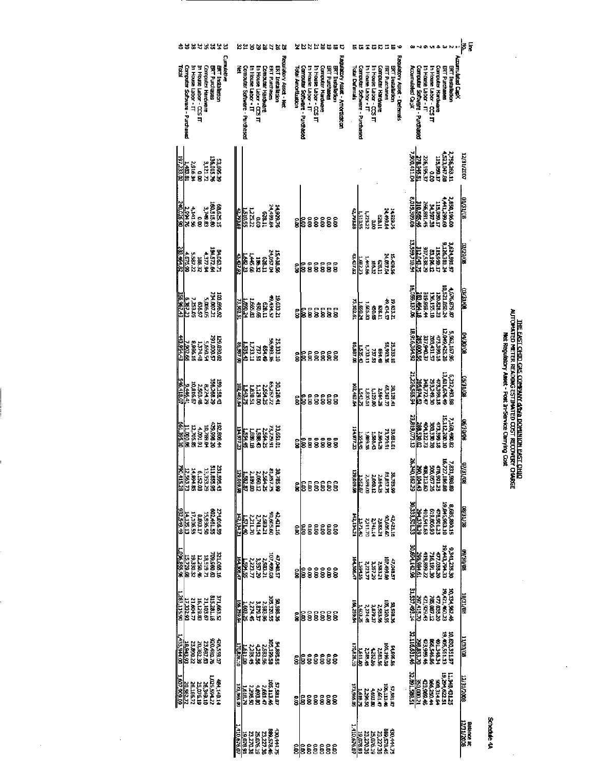Schedule 4A

# THE EAST OHIO GAS COMPANY d/b/a DOMINION EAST OHIO
## AUTOMATED METER READING ESTIMATED COST RECOVERY CHARGE
### Net Regulatory Asset - Post In-Service Carrying Cost

| Line No. | | 12/31/2007 | 01/31/08 | 02/29/08 | 03/31/08 | 04/30/08 | 05/31/08 | 06/30/08 | 07/31/08 | 08/31/08 | 09/30/08 | 10/31/08 | 11/30/08 | 12/31/2008 | Balance at 12/31/2008 |
|---|---|---|---|---|---|---|---|---|---|---|---|---|---|---|---|
| 1 | Accumulated CapX | | | | | | | | | | | | | | |
| 2 | ERT Installation | 2,756,263.11 | 2,850,196.00 | 3,624,391.97 | 4,576,879.87 | 5,562,107.96 | 6,212,493.88 | 7,160,498.82 | 7,831,598.89 | 8,685,880.15 | 9,341,235.30 | 10,134,562.46 | 10,630,351.97 | 11,348,431.25 | |
| 3 | ERT Purchases | 4,523,047.88 | 4,441,299.69 | 9,126,381.24 | 10,521,850.24 | 12,049,425.28 | 13,611,676.49 | 15,112,200.10 | 16,727,186.88 | 18,045,963.10 | 19,443,794.33 | 19,427,460.23 | 19,405,561.13 | 19,294,922.51 | |
| 4 | Computer Hardware | 115,998.17 | 115,998.17 | 115,998.17 | 120,828.23 | 173,399.18 | 473,399.18 | 473,399.18 | 478,690.13 | 478,690.13 | 477,038.30 | 477,038.30 | 491,346.94 | 508,514.64 | |
| 5 | In House Labor - CCS IT | 0.00 | 34,597.38 | 83,196.12 | 136,157.10 | 203,431.57 | 293,249.30 | 383,339.38 | 506,077.25 | 619,800.93 | 726,191.30 | 785,087.12 | 866,546.84 | 966,320.44 | |
| 6 | In House Labor - IT | 226,196.37 | 266,881.45 | 307,538.29 | 319,998.44 | 337,940.37 | 348,772.47 | 404,122.73 | 408,313.60 | 411,541.63 | 419,899.22 | 421,929.43 | 433,966.46 | 433,960.46 | |
| 7 | Computer Software - Purchased | 278,945.51 | 310,565.06 | 312,043.75 | 283,464.18 | 285,000.56 | 286,974.52 | 288,530.02 | 290,104.43 | 294,378.29 | 295,984.61 | 297,415.70 | 298,853.70 | 350,000.21 | |
| 8 | Accumulated CapX | 7,900,411.04 | 8,019,309.06 | 13,569,710.54 | 16,059,137.06 | 18,916,364.92 | 21,226,565.94 | 23,819,073.13 | 26,240,182.29 | 28,533,501.53 | 30,694,142.56 | 31,537,493.14 | 32,116,631.46 | 32,891,598.51 | |
| 9 | Regulatory Asset - Deferrals | | | | | | | | | | | | | | |
| 10 | ERT Installation | | 14,929.76 | 15,438.56 | 19,633.21 | 25,333.10 | 30,128.41 | 33,651.01 | 38,785.99 | 42,421.16 | 47,048.57 | 50,598.36 | 54,895.56 | 57,581.07 | 430,444.75 |
| 11 | ERT Purchases | | 24,499.84 | 24,057.04 | 49,434.57 | 56,993.36 | 65,267.72 | 73,729.91 | 81,857.75 | 90,605.60 | 107,499.08 | 105,320.55 | 105,199.58 | 105,113.46 | 889,578.46 |
| 12 | Computer Hardware | | 628.11 | 628.11 | 628.11 | 654.49 | 2,564.25 | 2,564.25 | 2,564.25 | 2,583.21 | 2,583.21 | 2,583.96 | 2,583.96 | 2,661.47 | 23,227.38 |
| 13 | In House Labor - CCS IT | | 0.00 | 186.32 | 450.65 | 737.51 | 1,128.00 | 1,498.43 | 2,151.12 | 2,741.14 | 3,357.29 | 3,879.37 | 4,252.36 | 4,693.80 | 25,076.19 |
| 14 | In House Labor - IT | | 1,225.22 | 1,445.66 | 1,665.83 | 1,733.11 | 1,830.51 | 1,889.18 | 2,189.00 | 2,211.70 | 2,223.77 | 2,274.45 | 2,285.45 | 2,298.50 | 23,270.38 |
| 15 | Computer Software - Purchased | | 1,510.55 | 1,682.23 | 1,690.24 | 1,535.43 | 1,543.75 | 1,554.45 | 1,582.87 | 1,571.40 | 1,594.55 | 1,603.25 | 1,611.00 | 1,618.79 | 19,078.91 |
| 16 | Total Deferrals | | 42,793.48 | 43,437.92 | 73,502.61 | 86,987.00 | 102,463.64 | 114,977.23 | 129,019.98 | 142,134.21 | 164,306.47 | 166,259.94 | 170,828.10 | 173,986.90 | 1,410,676.07 |
| 17 | Regulatory Asset - Amortization | | | | | | | | | | | | | | |
| 18 | ERT Installation | | 0.00 | 0.00 | 0.00 | 0.00 | 0.00 | 0.00 | 0.00 | 0.00 | 0.00 | 0.00 | 0.00 | 0.00 | 0.00 |
| 19 | ERT Purchases | | 0.00 | 0.00 | 0.00 | 0.00 | 0.00 | 0.00 | 0.00 | 0.00 | 0.00 | 0.00 | 0.00 | 0.00 | 0.00 |
| 20 | Computer Hardware | | 0.00 | 0.00 | 0.00 | 0.00 | 0.00 | 0.00 | 0.00 | 0.00 | 0.00 | 0.00 | 0.00 | 0.00 | 0.00 |
| 21 | In House Labor - CCS IT | | 0.00 | 0.00 | 0.00 | 0.00 | 0.00 | 0.00 | 0.00 | 0.00 | 0.00 | 0.00 | 0.00 | 0.00 | 0.00 |
| 22 | In House Labor - IT | | 0.00 | 0.00 | 0.00 | 0.00 | 0.00 | 0.00 | 0.00 | 0.00 | 0.00 | 0.00 | 0.00 | 0.00 | 0.00 |
| 23 | Computer Software - Purchased | | 0.00 | 0.00 | 0.00 | 0.00 | 0.00 | 0.00 | 0.00 | 0.00 | 0.00 | 0.00 | 0.00 | 0.00 | 0.00 |
| 24 | Total Amortization | | 0.00 | 0.00 | 0.00 | 0.00 | 0.00 | 0.00 | 0.00 | 0.00 | 0.00 | 0.00 | 0.00 | 0.00 | 0.00 |
| 25 | Regulatory Asset - Net | | | | | | | | | | | | | | |
| 26 | ERT Installation | | 14,929.76 | 15,438.56 | 19,633.21 | 25,333.10 | 30,128.41 | 33,651.01 | 38,785.99 | 42,421.16 | 47,048.57 | 50,598.36 | 54,895.56 | 57,581.07 | 430,444.75 |
| 27 | ERT Purchases | | 24,499.84 | 24,057.04 | 49,434.57 | 56,993.36 | 65,267.72 | 73,729.91 | 81,857.75 | 90,605.60 | 107,499.08 | 105,320.55 | 105,199.58 | 105,113.46 | 889,578.46 |
| 28 | Computer Hardware | | 628.11 | 628.11 | 628.11 | 654.49 | 2,564.25 | 2,564.25 | 2,564.25 | 2,583.21 | 2,583.21 | 2,583.96 | 2,583.96 | 2,661.47 | 23,227.38 |
| 29 | In House Labor - CCS IT | | 0.00 | 186.32 | 450.65 | 737.51 | 1,128.00 | 1,498.43 | 2,151.12 | 2,741.14 | 3,357.29 | 3,879.37 | 4,252.36 | 4,693.80 | 25,076.19 |
| 30 | In House Labor - IT | | 1,225.22 | 1,445.66 | 1,665.83 | 1,733.11 | 1,830.51 | 1,889.18 | 2,189.00 | 2,211.70 | 2,223.77 | 2,274.45 | 2,285.45 | 2,298.50 | 23,270.38 |
| 31 | Computer Software - Purchased | | 1,510.55 | 1,682.23 | 1,690.24 | 1,535.43 | 1,543.75 | 1,554.45 | 1,582.87 | 1,571.40 | 1,594.55 | 1,603.25 | 1,611.00 | 1,618.79 | 19,078.91 |
| 32 | Net | | 42,793.48 | 43,437.92 | 73,502.61 | 86,987.00 | 102,463.64 | 114,977.23 | 129,019.98 | 142,134.21 | 164,306.47 | 166,259.94 | 170,828.10 | 173,986.90 | 1,410,676.07 |
| 33 | Cumulative | | | | | | | | | | | | | | |
| 34 | ERT Installation | 53,696.39 | 68,626.15 | 84,064.71 | 103,697.92 | 129,031.02 | 159,159.43 | 192,810.44 | 231,596.43 | 274,016.59 | 321,065.16 | 371,663.52 | 426,559.07 | 484,140.14 | |
| 35 | ERT Purchases | 136,015.76 | 160,515.60 | 184,572.64 | 234,007.21 | 291,000.57 | 356,268.29 | 429,998.20 | 511,855.95 | 602,461.55 | 709,960.63 | 815,281.18 | 920,480.76 | 1,025,594.22 | |
| 36 | Computer Hardware | 3,121.72 | 3,749.83 | 4,377.94 | 5,006.05 | 5,660.54 | 8,224.79 | 10,789.04 | 13,353.29 | 15,936.50 | 18,519.71 | 21,103.67 | 23,687.63 | 26,349.10 | |
| 37 | In House Labor - CCS IT | 0.00 | 0.00 | 186.32 | 636.97 | 1,374.48 | 2,502.48 | 4,000.91 | 6,152.03 | 8,893.17 | 12,250.46 | 16,129.83 | 20,382.19 | 25,076.19 | |
| 38 | In House Labor - IT | 2,918.34 | 4,143.56 | 5,589.22 | 7,255.05 | 8,988.16 | 10,818.67 | 12,707.85 | 14,896.85 | 17,106.55 | 19,330.32 | 21,604.77 | 23,890.22 | 26,188.72 | |
| 39 | Computer Software - Purchased | 1,481.81 | 2,992.36 | 4,674.59 | 6,364.83 | 7,900.26 | 9,445.01 | 10,999.46 | 12,582.33 | 14,153.73 | 15,729.98 | 17,333.23 | 18,944.23 | 20,562.92 | |
| 40 | Total | 197,233.02 | 240,026.50 | 283,464.42 | 356,967.03 | 443,954.03 | 546,417.67 | 661,394.90 | 790,415.28 | 932,549.49 | 1,096,855.96 | 1,263,115.90 | 1,433,944.00 | 1,607,909.09 | |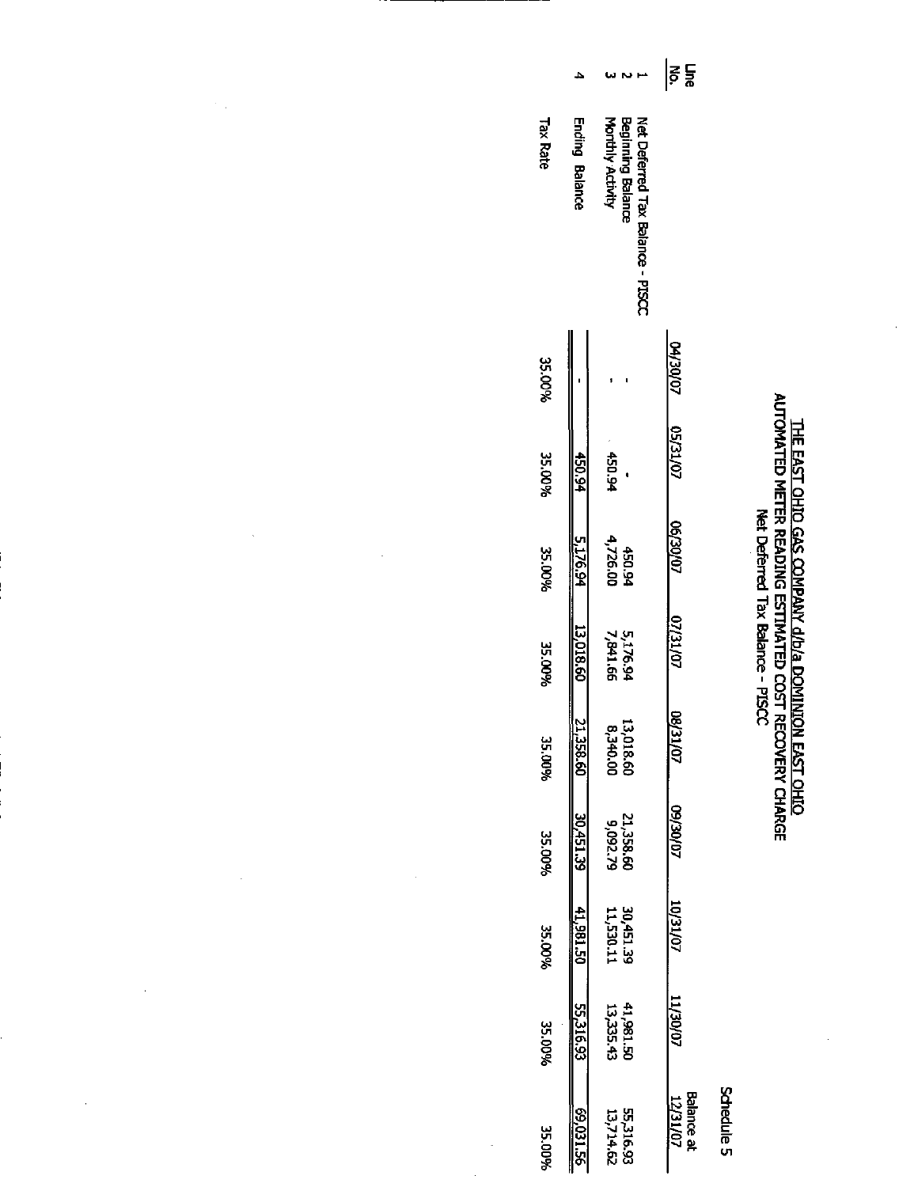Schedule 5

# THE EAST OHIO GAS COMPANY d/b/a DOMINION EAST OHIO
## AUTOMATED METER READING ESTIMATED COST RECOVERY CHARGE
### Net Deferred Tax Balance - PISCC

| Line No. | | 04/30/07 | 05/31/07 | 06/30/07 | 07/31/07 | 08/31/07 | 09/30/07 | 10/31/07 | 11/30/07 | Balance at 12/31/07 |
|---|---|---|---|---|---|---|---|---|---|---|
| 1 | Net Deferred Tax Balance - PISCC | | | | | | | | | |
| 2 | Beginning Balance | - | - | 450.94 | 5,176.94 | 13,018.60 | 21,358.60 | 30,451.39 | 41,981.50 | 55,316.93 |
| 3 | Monthly Activity | - | 450.94 | 4,726.00 | 7,841.66 | 8,340.00 | 9,092.79 | 11,530.11 | 13,335.43 | 13,714.62 |
| 4 | Ending Balance | - | 450.94 | 5,176.94 | 13,018.60 | 21,358.60 | 30,451.39 | 41,981.50 | 55,316.93 | 69,031.56 |
| | Tax Rate | 35.00% | 35.00% | 35.00% | 35.00% | 35.00% | 35.00% | 35.00% | 35.00% | 35.00% |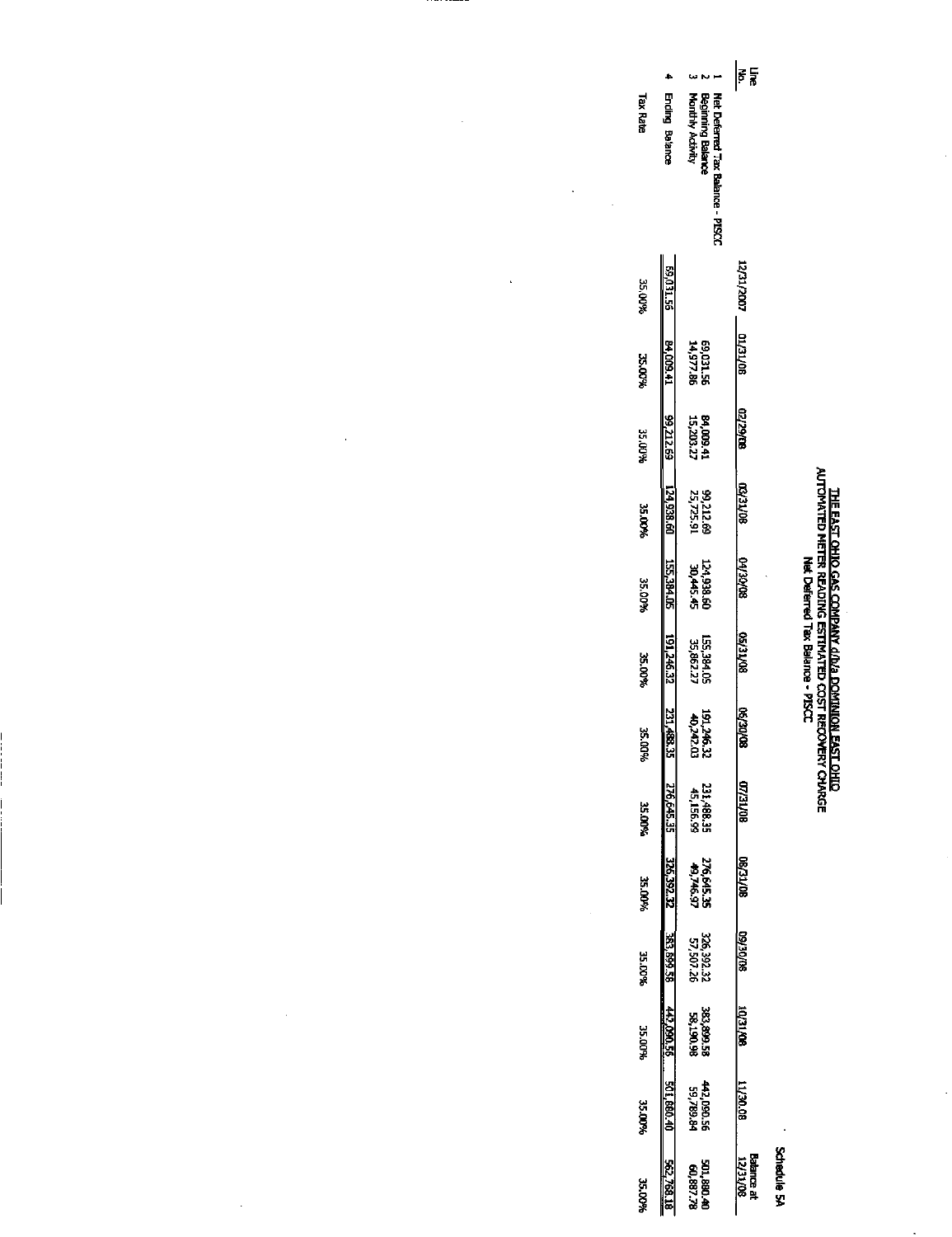Schedule 5A

**THE EAST OHIO GAS COMPANY d/b/a DOMINION EAST OHIO**
**AUTOMATED METER READING ESTIMATED COST RECOVERY CHARGE**
**Net Deferred Tax Balance - PISCC**

| Line No. | | 12/31/2007 | 01/31/08 | 02/29/08 | 03/31/08 | 04/30/08 | 05/31/08 | 06/30/08 | 07/31/08 | 08/31/08 | 09/30/08 | 10/31/08 | 11/30/08 | Balance at 12/31/08 |
|---|---|---|---|---|---|---|---|---|---|---|---|---|---|---|
| 1 | Net Deferred Tax Balance - PISCC | | | | | | | | | | | | | |
| 2 | Beginning Balance | | 69,031.56 | 84,009.41 | 99,212.69 | 124,938.60 | 155,384.05 | 191,246.32 | 231,488.35 | 276,645.35 | 326,392.32 | 383,899.58 | 442,090.56 | 501,880.40 |
| 3 | Monthly Activity | | 14,977.86 | 15,203.27 | 25,725.91 | 30,445.45 | 35,862.27 | 40,242.03 | 45,156.99 | 49,746.97 | 57,507.26 | 58,190.98 | 59,789.84 | 60,887.78 |
| 4 | Ending Balance | 69,031.56 | 84,009.41 | 99,212.69 | 124,938.60 | 155,384.05 | 191,246.32 | 231,488.35 | 276,645.35 | 326,392.32 | 383,899.58 | 442,090.56 | 501,880.40 | 562,768.18 |
| | Tax Rate | 35.00% | 35.00% | 35.00% | 35.00% | 35.00% | 35.00% | 35.00% | 35.00% | 35.00% | 35.00% | 35.00% | 35.00% | 35.00% |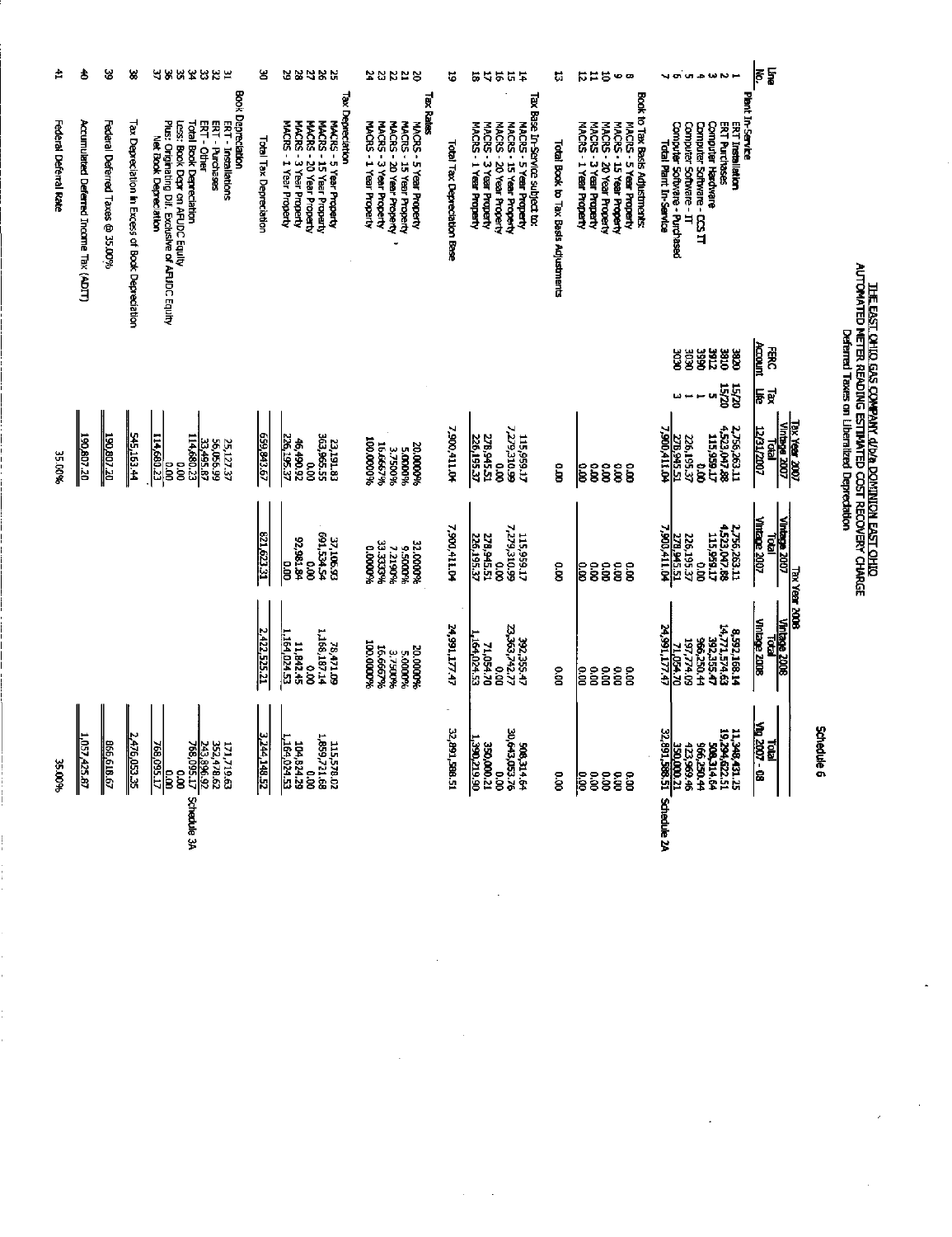# THE EAST OHIO GAS COMPANY d/b/a DOMINION EAST OHIO
## AUTOMATED METER READING ESTIMATED COST RECOVERY CHARGE
### Deferred Taxes on Liberalized Depreciation

Schedule 6

| Line No. | | FERC Account | Tax Life | Tax Year 2007 Vintage 2007 Total 12/31/2007 | Tax Year 2008 Vintage 2007 Total Vintage 2007 | Tax Year 2008 Vintage 2008 Total Vintage 2008 | Total Vtg 2007 - 08 | |
|---|---|---|---|---|---|---|---|---|
| | Plant In-Service | | | | | | | |
| 1 | ERT Installation | 3800 | 15/20 | 2,756,263.11 | 2,756,263.11 | 8,592,168.14 | 11,348,431.25 | |
| 2 | ERT Purchases | 3810 | 15/20 | 4,523,047.88 | 4,523,047.88 | 14,771,574.63 | 19,294,622.51 | |
| 3 | Computer Hardware | 3912 | 5 | 115,959.17 | 115,959.17 | 392,355.47 | 508,314.64 | |
| 4 | Computer Software - CCS IT | 3990 | 1 | 0.00 | 0.00 | 966,250.44 | 966,250.44 | |
| 5 | Computer Software - IT | 3030 | 1 | 226,195.37 | 226,195.37 | 197,774.09 | 423,969.46 | |
| 6 | Computer Software - Purchased | 3030 | 3 | 278,945.51 | 278,945.51 | 71,054.70 | 350,000.21 | |
| 7 | Total Plant In-Service | | | 7,900,411.04 | 7,900,411.04 | 24,991,177.47 | 32,891,588.51 | Schedule 2A |
| | Book to Tax Basis Adjustments: | | | | | | | |
| 8 | MACRS - 5 Year Property | | | 0.00 | 0.00 | 0.00 | 0.00 | |
| 9 | MACRS - 15 Year Property | | | 0.00 | 0.00 | 0.00 | 0.00 | |
| 10 | MACRS - 20 Year Property | | | 0.00 | 0.00 | 0.00 | 0.00 | |
| 11 | MACRS - 3 Year Property | | | 0.00 | 0.00 | 0.00 | 0.00 | |
| 12 | MACRS - 1 Year Property | | | 0.00 | 0.00 | 0.00 | 0.00 | |
| 13 | Total Book to Tax Basis Adjustments | | | 0.00 | 0.00 | 0.00 | 0.00 | |
| | Tax Base In-Service subject to: | | | | | | | |
| 14 | MACRS - 5 Year Property | | | 115,959.17 | 115,959.17 | 392,355.47 | 508,314.64 | |
| 15 | MACRS - 15 Year Property | | | 7,279,310.99 | 7,279,310.99 | 23,363,742.77 | 30,643,053.76 | |
| 16 | MACRS - 20 Year Property | | | 0.00 | 0.00 | 0.00 | 0.00 | |
| 17 | MACRS - 3 Year Property | | | 278,945.51 | 278,945.51 | 71,054.70 | 350,000.21 | |
| 18 | MACRS - 1 Year Property | | | 226,195.37 | 226,195.37 | 1,164,024.53 | 1,390,219.90 | |
| 19 | Total Tax Depreciation Base | | | 7,900,411.04 | 7,900,411.04 | 24,991,177.47 | 32,891,588.51 | |
| | Tax Rates | | | | | | | |
| 20 | MACRS - 5 Year Property | | | 20.0000% | 32.0000% | 20.0000% | | |
| 21 | MACRS - 15 Year Property | | | 5.0000% | 9.5000% | 5.0000% | | |
| 22 | MACRS - 20 Year Property | | | 3.7500% | 7.2190% | 3.7500% | | |
| 23 | MACRS - 3 Year Property | | | 16.6667% | 33.3333% | 16.6667% | | |
| 24 | MACRS - 1 Year Property | | | 100.0000% | 0.0000% | 100.0000% | | |
| | Tax Depreciation | | | | | | | |
| 25 | MACRS - 5 Year Property | | | 23,191.83 | 37,106.93 | 78,471.09 | 115,578.02 | |
| 26 | MACRS - 15 Year Property | | | 363,965.55 | 691,534.54 | 1,168,187.14 | 1,859,721.68 | |
| 27 | MACRS - 20 Year Property | | | 0.00 | 0.00 | 0.00 | 0.00 | |
| 28 | MACRS - 3 Year Property | | | 46,490.92 | 92,981.84 | 11,842.45 | 104,824.29 | |
| 29 | MACRS - 1 Year Property | | | 226,195.37 | 0.00 | 1,164,024.53 | 1,164,024.53 | |
| 30 | Total Tax Depreciation | | | 659,843.67 | 821,623.31 | 2,422,525.21 | 3,244,148.52 | |
| | Book Depreciation | | | | | | | |
| 31 | ERT - Installations | | | 25,127.37 | | | 171,719.63 | |
| 32 | ERT - Purchases | | | 56,056.99 | | | 352,478.62 | |
| 33 | ERT - Other | | | 33,495.87 | | | 243,896.92 | |
| 34 | Total Book Depreciation | | | 114,680.23 | | | 768,095.17 | Schedule 3A |
| 35 | Less: Book Depr on AFUDC Equity | | | 0.00 | | | 0.00 | |
| 36 | Plus: Originating Dif. Exclusive of AFUDC Equity | | | 0.00 | | | 0.00 | |
| 37 | Net Book Depreciation | | | 114,680.23 | | | 768,095.17 | |
| 38 | Tax Depreciation in Excess of Book Depreciation | | | 545,163.44 | | | 2,476,053.35 | |
| 39 | Federal Deferred Taxes @ 35.00% | | | 190,807.20 | | | 866,618.67 | |
| 40 | Accumulated Deferred Income Tax (ADIT) | | | 190,807.20 | | | 1,057,425.87 | |
| 41 | Federal Deferral Rate | | | 35.00% | | | 35.00% | |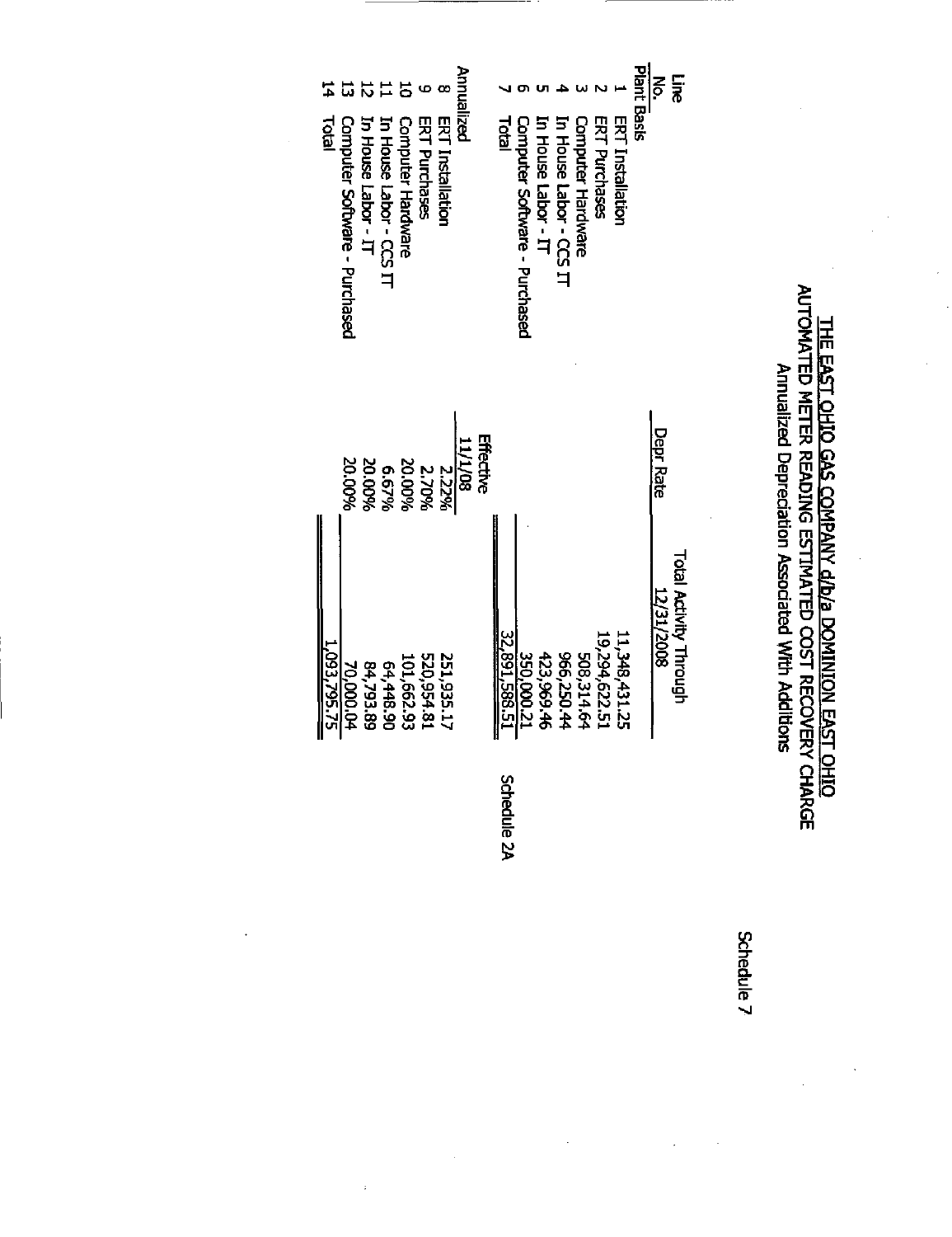Schedule 7

# THE EAST OHIO GAS COMPANY d/b/a DOMINION EAST OHIO

## AUTOMATED METER READING ESTIMATED COST RECOVERY CHARGE

### Annualized Depreciation Associated With Additions

| Line No. | | Depr Rate | Total Activity Through 12/31/2008 |
|---|---|---|---|
| | **Plant Basis** | | |
| 1 | ERT Installation | | 11,348,431.25 |
| 2 | ERT Purchases | | 19,294,622.51 |
| 3 | Computer Hardware | | 508,314.64 |
| 4 | In House Labor - CCS IT | | 966,250.44 |
| 5 | In House Labor - IT | | 423,969.46 |
| 6 | Computer Software - Purchased | | 350,000.21 |
| 7 | Total | | 32,891,588.51 |
| | | | Schedule 2A |
| | **Annualized** | Effective 11/1/08 | |
| 8 | ERT Installation | 2.22% | 251,935.17 |
| 9 | ERT Purchases | 2.70% | 520,954.81 |
| 10 | Computer Hardware | 20.00% | 101,662.93 |
| 11 | In House Labor - CCS IT | 6.67% | 64,448.90 |
| 12 | In House Labor - IT | 20.00% | 84,793.89 |
| 13 | Computer Software - Purchased | 20.00% | 70,000.04 |
| 14 | Total | | 1,093,795.75 |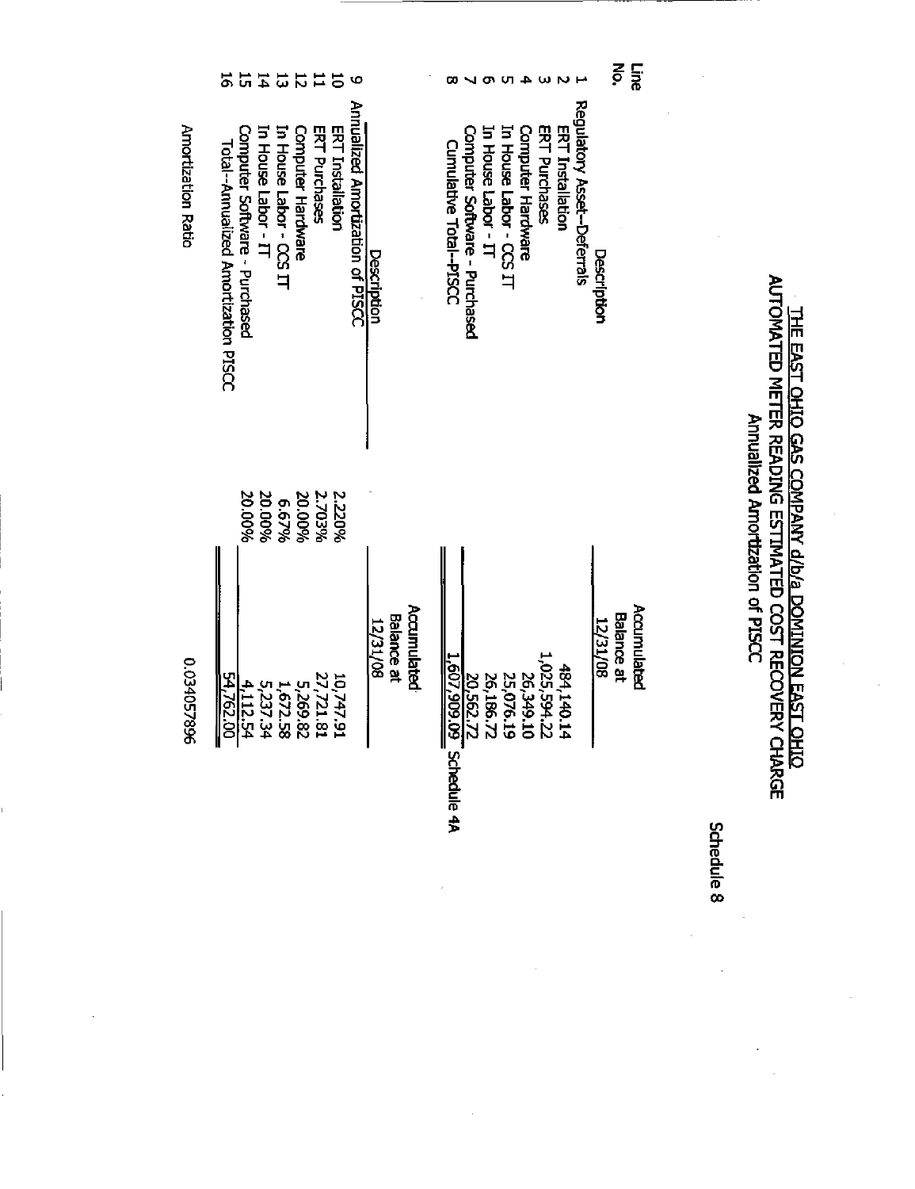Schedule 8

# THE EAST OHIO GAS COMPANY d/b/a DOMINION EAST OHIO
## AUTOMATED METER READING ESTIMATED COST RECOVERY CHARGE
### Annualized Amortization of PISCC

| Line No. | Description | | Accumulated Balance at 12/31/08 | |
|---|---|---|---|---|
| 1 | Regulatory Asset--Deferrals | | | |
| 2 | ERT Installation | | 484,140.14 | |
| 3 | ERT Purchases | | 1,025,594.22 | |
| 4 | Computer Hardware | | 26,349.10 | |
| 5 | In House Labor - CCS IT | | 25,076.19 | |
| 6 | In House Labor - IT | | 26,186.72 | |
| 7 | Computer Software - Purchased | | 20,562.72 | |
| 8 | Cumulative Total--PISCC | | 1,607,909.09 | Schedule 4A |

| | Description | | Accumulated Balance at 12/31/08 |
|---|---|---|---|
| 9 | Annualized Amortization of PISCC | | |
| 10 | ERT Installation | 2.220% | 10,747.91 |
| 11 | ERT Purchases | 2.703% | 27,721.81 |
| 12 | Computer Hardware | 20.00% | 5,269.82 |
| 13 | In House Labor - CCS IT | 6.67% | 1,672.58 |
| 14 | In House Labor - IT | 20.00% | 5,237.34 |
| 15 | Computer Software - Purchased | 20.00% | 4,112.54 |
| 16 | Total--Annualized Amortization PISCC | | 54,762.00 |
| | Amortization Ratio | | 0.034057896 |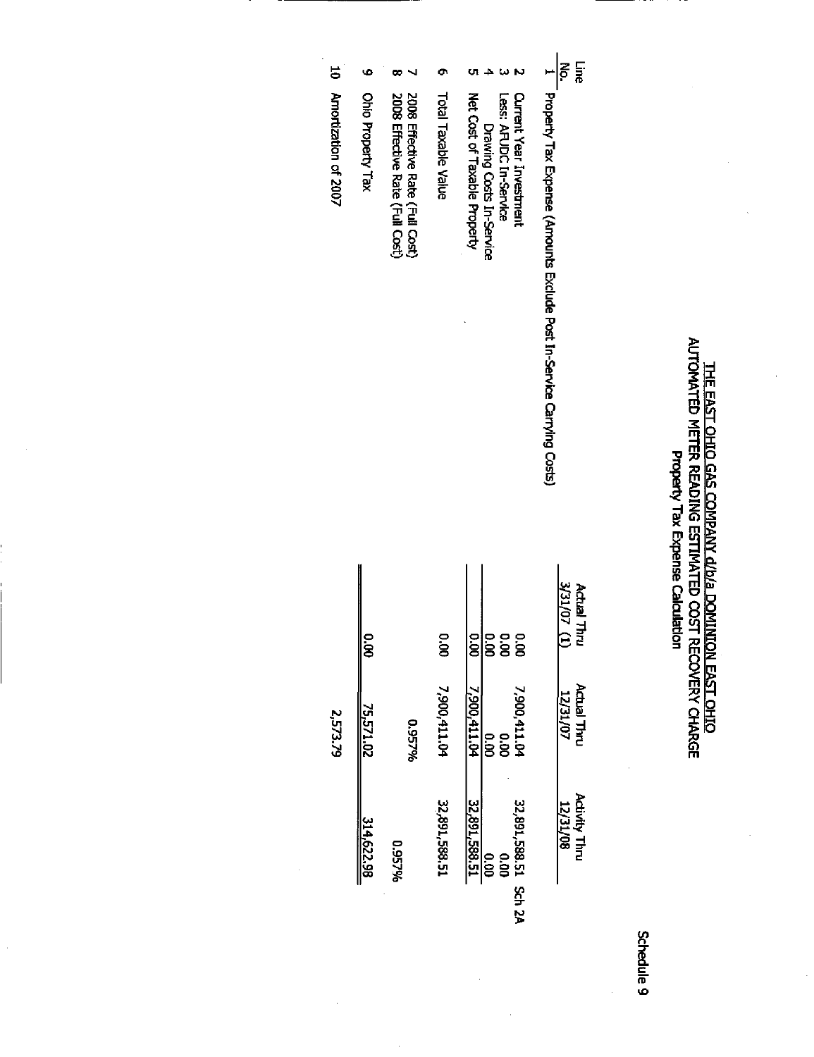Schedule 9

# THE EAST OHIO GAS COMPANY d/b/a DOMINION EAST OHIO
## AUTOMATED METER READING ESTIMATED COST RECOVERY CHARGE
### Property Tax Expense Calculation

| Line No. | | Actual Thru 3/31/07 (1) | Actual Thru 12/31/07 | Activity Thru 12/31/08 | |
|---|---|---|---|---|---|
| 1 | Property Tax Expense (Amounts Exclude Post In-Service Carrying Costs) | | | | |
| 2 | Current Year Investment | 0.00 | 7,900,411.04 | 32,891,588.51 | Sch 2A |
| 3 | Less: AFUDC In-Service | 0.00 | 0.00 | 0.00 | |
| 4 | Drawing Costs In-Service | 0.00 | 0.00 | 0.00 | |
| 5 | Net Cost of Taxable Property | 0.00 | 7,900,411.04 | 32,891,588.51 | |
| 6 | Total Taxable Value | 0.00 | 7,900,411.04 | 32,891,588.51 | |
| 7 | 2008 Effective Rate (Full Cost) | | 0.957% | | |
| 8 | 2008 Effective Rate (Full Cost) | | | 0.957% | |
| 9 | Ohio Property Tax | 0.00 | 75,571.02 | 314,622.98 | |
| 10 | Amortization of 2007 | | 2,573.79 | | |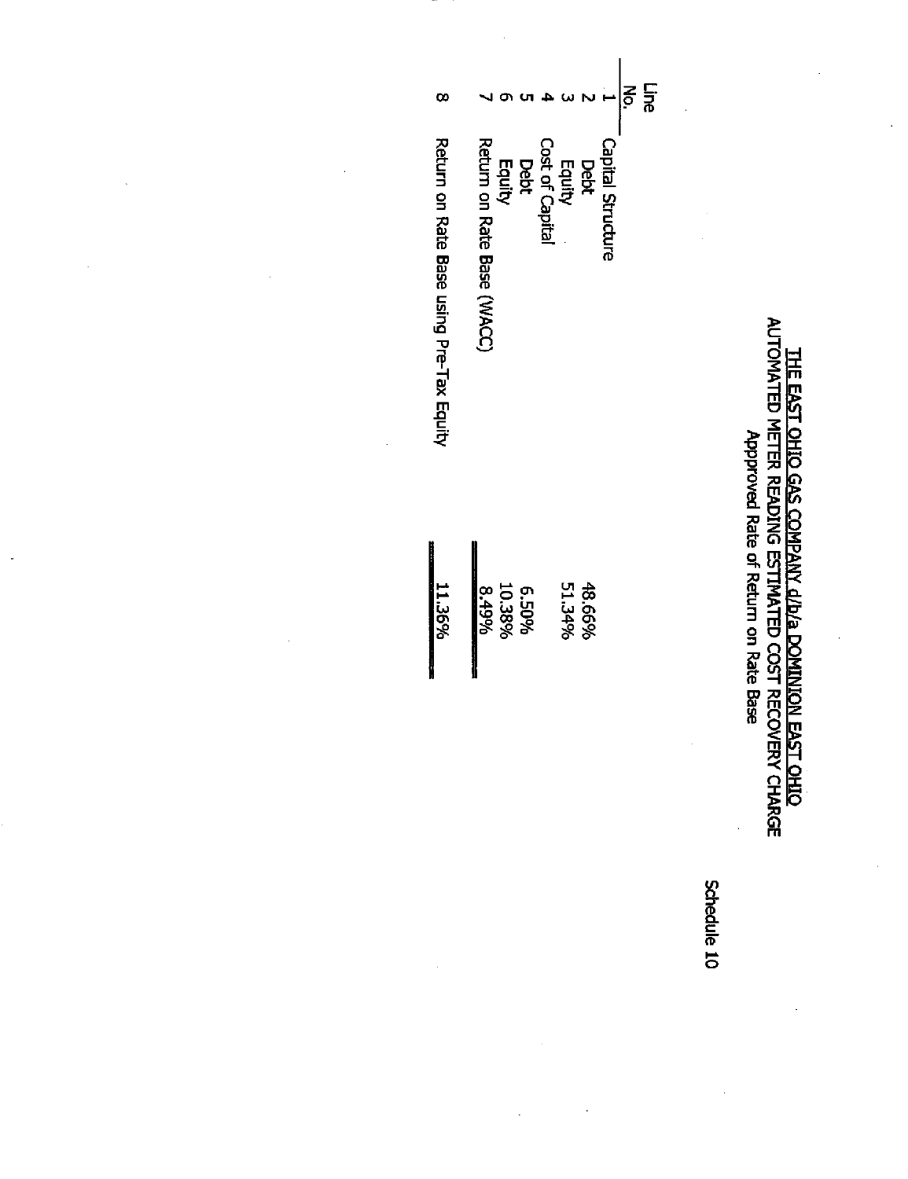Schedule 10

# THE EAST OHIO GAS COMPANY d/b/a DOMINION EAST OHIO
## AUTOMATED METER READING ESTIMATED COST RECOVERY CHARGE
### Approved Rate of Return on Rate Base

| Line No. | | |
|---|---|---|
| 1 | Capital Structure | |
| 2 | Debt | 48.66% |
| 3 | Equity | 51.34% |
| 4 | Cost of Capital | |
| 5 | Debt | 6.50% |
| 6 | Equity | 10.38% |
| 7 | Return on Rate Base (WACC) | 8.49% |
| | | |
| 8 | Return on Rate Base using Pre-Tax Equity | 11.36% |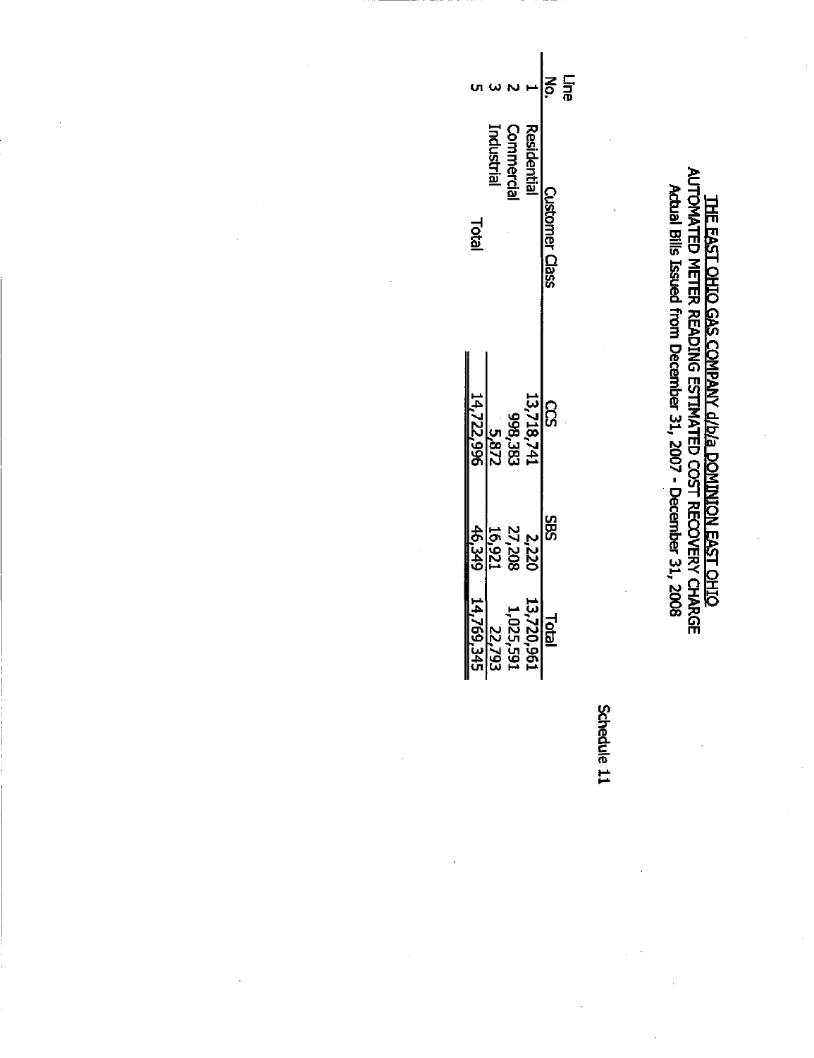Schedule 11

# THE EAST OHIO GAS COMPANY d/b/a DOMINION EAST OHIO
## AUTOMATED METER READING ESTIMATED COST RECOVERY CHARGE
### Actual Bills Issued from December 31, 2007 - December 31, 2008

| Line No. | Customer Class | CCS | SBS | Total |
|---|---|---|---|---|
| 1 | Residential | 13,718,741 | 2,220 | 13,720,961 |
| 2 | Commercial | 998,383 | 27,208 | 1,025,591 |
| 3 | Industrial | 5,872 | 16,921 | 22,793 |
| 5 | Total | 14,722,996 | 46,349 | 14,769,345 |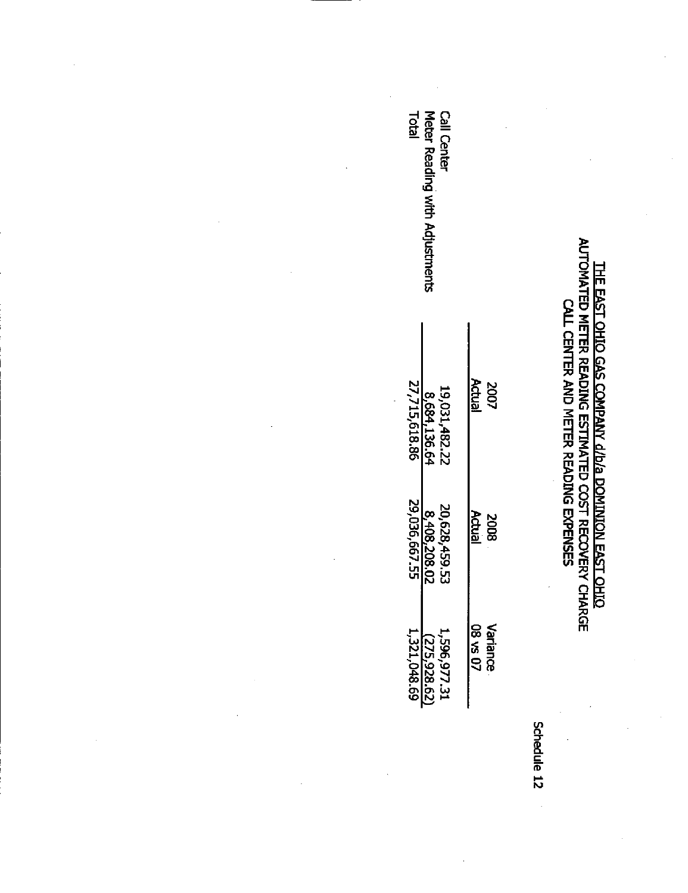Schedule 12

# THE EAST OHIO GAS COMPANY d/b/a DOMINION EAST OHIO
## AUTOMATED METER READING ESTIMATED COST RECOVERY CHARGE
## CALL CENTER AND METER READING EXPENSES

| | 2007 Actual | 2008 Actual | Variance 08 vs 07 |
|---|---|---|---|
| Call Center | 19,031,482.22 | 20,628,459.53 | 1,596,977.31 |
| Meter Reading with Adjustments | 8,684,136.64 | 8,408,208.02 | (275,928.62) |
| Total | 27,715,618.86 | 29,036,667.55 | 1,321,048.69 |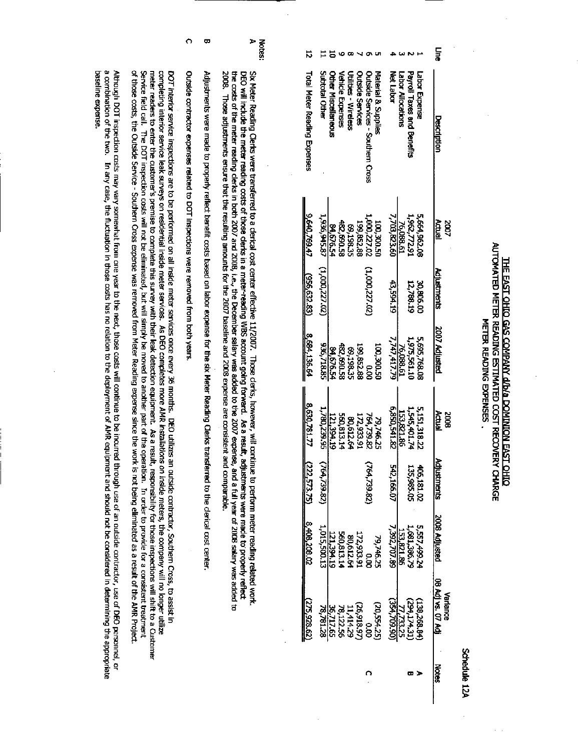Schedule 12A

# THE EAST OHIO GAS COMPANY d/b/a DOMINION EAST OHIO
## AUTOMATED METER READING ESTIMATED COST RECOVERY CHARGE
## METER READING EXPENSES

| Line | Description | 2007 Actual | Adjustments | 2007 Adjusted | 2008 Actual | Adjustments | 2008 Adjusted | Variance 08 Adj vs. 07 Adj | Notes |
|---|---|---|---|---|---|---|---|---|---|
| 1 | Labor Expense | 5,664,962.08 | 30,806.00 | 5,695,768.08 | 5,151,318.22 | 406,181.02 | 5,557,499.24 | (138,268.84) | A |
| 2 | Payroll Taxes and Benefits | 1,962,772.91 | 12,788.19 | 1,975,561.10 | 1,545,401.74 | 135,985.05 | 1,681,386.79 | (294,174.31) | B |
| 3 | Labor Allocations | 76,088.61 | | 76,088.61 | 153,821.86 | | 153,821.86 | 77,733.25 | |
| 4 | Net Labor | 7,703,823.60 | 43,594.19 | 7,747,417.79 | 6,850,541.82 | 542,166.07 | 7,392,707.89 | (354,709.90) | |
| 5 | Material & Supplies | 100,300.50 | | 100,300.50 | 79,746.25 | | 79,746.25 | (20,554.25) | |
| 6 | Outside Services - Southern Cross | 1,000,227.02 | (1,000,227.02) | 0.00 | 764,739.82 | (764,739.82) | 0.00 | 0.00 | C |
| 7 | Outside Services | 199,852.88 | | 199,852.88 | 172,933.91 | | 172,933.91 | (26,918.97) | |
| 8 | Utilities - Wireless | 69,198.35 | | 69,198.35 | 80,612.64 | | 80,612.64 | 11,414.29 | |
| 9 | Vehicle Expenses | 482,690.58 | | 482,690.58 | 560,813.14 | | 560,813.14 | 78,122.56 | |
| 10 | Other Miscellaneous | 84,676.54 | | 84,676.54 | 121,394.19 | | 121,394.19 | 36,717.65 | |
| 11 | Subtotal Other | 1,936,945.87 | (1,000,227.02) | 936,718.85 | 1,780,239.95 | (764,739.82) | 1,015,500.13 | 78,781.28 | |
| 12 | Total Meter Reading Expenses | 9,640,769.47 | (956,632.83) | 8,684,136.64 | 8,630,781.77 | (222,573.75) | 8,408,208.02 | (275,928.62) | |

Notes:

A Six Meter Reading Clerks were transferred to a clerical cost center effective 11/2007. Those clerks, however, will continue to perform meter reading related work. DEO will include the meter reading costs of those clerks in a meter-reading WBS account going forward. As a result, adjustments were made to properly reflect the costs of the meter reading clerks in both 2007 and 2008, i.e., the December salary was added to the 2007 expense, and a full year of 2008 salary was added to 2008. Those adjustments ensure that the resulting amounts for the 2007 baseline and 2008 expense are consistent and comparable.

B Adjustments were made to properly reflect benefit costs based on labor expense for the six Meter Reading Clerks transferred to the clerical cost center.

C Outside contractor expenses related to DOT Inspections were removed from both years.

DOT interior service inspections are to be performed on all inside meter services once every 36 months. DEO utilizes an outside contractor, Southern Cross, to assist in completing interior service leak surveys on residential inside meter services. As DEO completes more AMR installations on inside meters, the company will no longer utilize meter readers to enter the customer's premise to complete this survey with their leak detection equipment. As a result, responsibility for those inspections will shift to a Customer Service field call. The DOT inspection costs will not be eliminated, but will simply be moved to another part of the operation. In order to provide for a consistent treatment of those costs, the Outside Service - Southern Cross expense was removed from Meter Reading expense since the work is not being eliminated as a result of the AMR Project.

Although DOT inspection costs may vary somewhat from one year to the next, those costs will continue to be incurred through use of an outside contractor, use of DEO personnel, or a combination of the two. In any case, the fluctuation in those costs has no relation to the deployment of AMR equipment and should not be considered in determining the appropriate baseline expense.